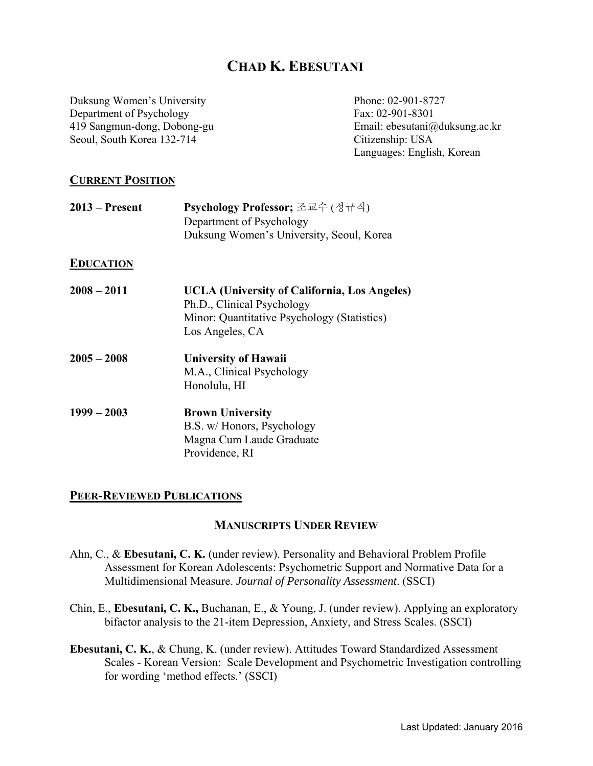# Chad K. Ebesutani

Duksung Women's University
Department of Psychology
419 Sangmun-dong, Dobong-gu
Seoul, South Korea 132-714

Phone: 02-901-8727
Fax: 02-901-8301
Email: ebesutani@duksung.ac.kr
Citizenship: USA
Languages: English, Korean

## Current Position

**2013 – Present** **Psychology Professor;** 조교수 (정규직)
Department of Psychology
Duksung Women's University, Seoul, Korea

## Education

**2008 – 2011** **UCLA (University of California, Los Angeles)**
Ph.D., Clinical Psychology
Minor: Quantitative Psychology (Statistics)
Los Angeles, CA

**2005 – 2008** **University of Hawaii**
M.A., Clinical Psychology
Honolulu, HI

**1999 – 2003** **Brown University**
B.S. w/ Honors, Psychology
Magna Cum Laude Graduate
Providence, RI

## Peer-Reviewed Publications

### Manuscripts Under Review

Ahn, C., & **Ebesutani, C. K.** (under review). Personality and Behavioral Problem Profile Assessment for Korean Adolescents: Psychometric Support and Normative Data for a Multidimensional Measure. *Journal of Personality Assessment*. (SSCI)

Chin, E., **Ebesutani, C. K.,** Buchanan, E., & Young, J. (under review). Applying an exploratory bifactor analysis to the 21-item Depression, Anxiety, and Stress Scales. (SSCI)

**Ebesutani, C. K.**, & Chung, K. (under review). Attitudes Toward Standardized Assessment Scales - Korean Version: Scale Development and Psychometric Investigation controlling for wording 'method effects.' (SSCI)

Last Updated: January 2016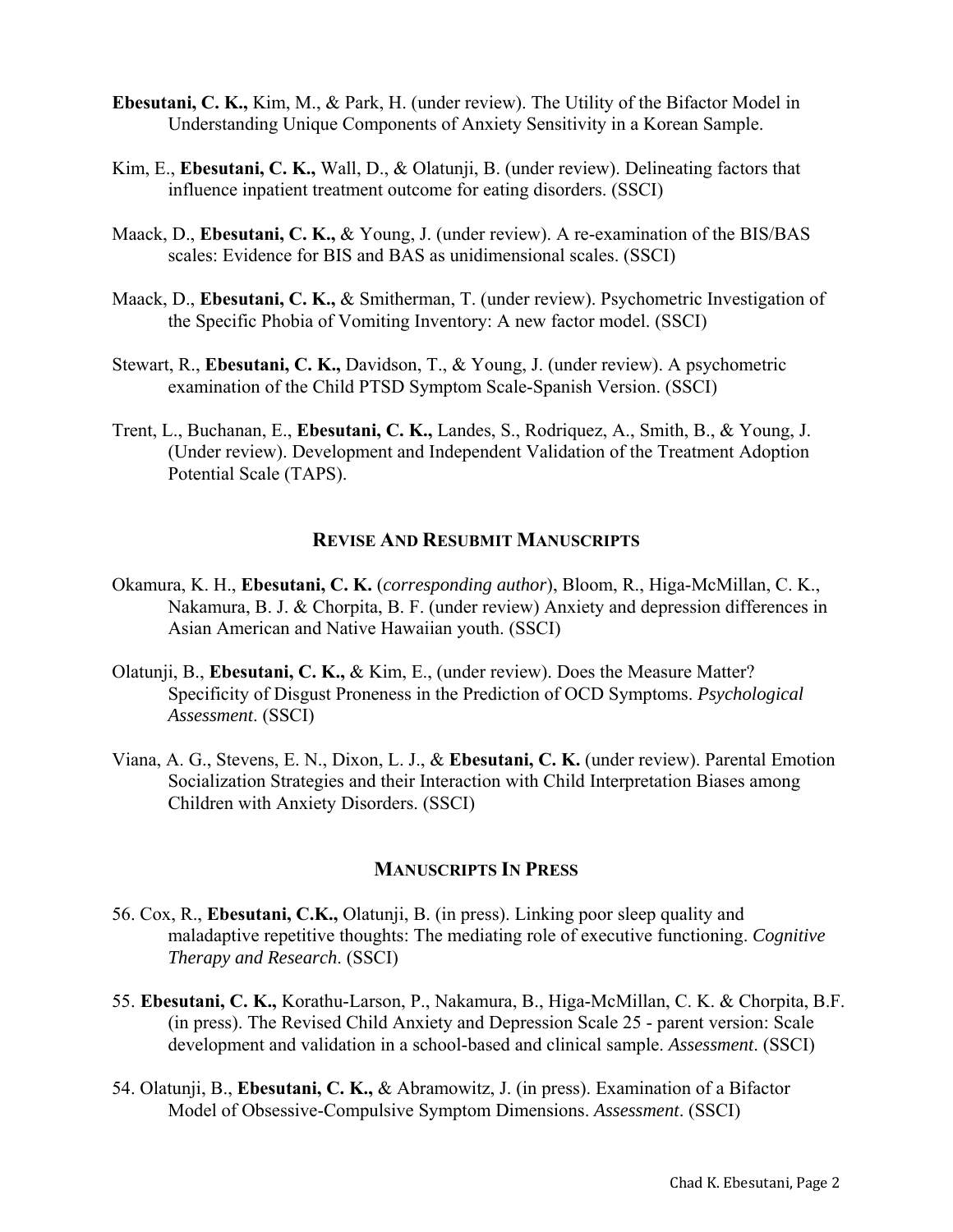**Ebesutani, C. K.,** Kim, M., & Park, H. (under review). The Utility of the Bifactor Model in Understanding Unique Components of Anxiety Sensitivity in a Korean Sample.

Kim, E., **Ebesutani, C. K.,** Wall, D., & Olatunji, B. (under review). Delineating factors that influence inpatient treatment outcome for eating disorders. (SSCI)

Maack, D., **Ebesutani, C. K.,** & Young, J. (under review). A re-examination of the BIS/BAS scales: Evidence for BIS and BAS as unidimensional scales. (SSCI)

Maack, D., **Ebesutani, C. K.,** & Smitherman, T. (under review). Psychometric Investigation of the Specific Phobia of Vomiting Inventory: A new factor model. (SSCI)

Stewart, R., **Ebesutani, C. K.,** Davidson, T., & Young, J. (under review). A psychometric examination of the Child PTSD Symptom Scale-Spanish Version. (SSCI)

Trent, L., Buchanan, E., **Ebesutani, C. K.,** Landes, S., Rodriquez, A., Smith, B., & Young, J. (Under review). Development and Independent Validation of the Treatment Adoption Potential Scale (TAPS).

## Revise And Resubmit Manuscripts

Okamura, K. H., **Ebesutani, C. K.** (*corresponding author*), Bloom, R., Higa-McMillan, C. K., Nakamura, B. J. & Chorpita, B. F. (under review) Anxiety and depression differences in Asian American and Native Hawaiian youth. (SSCI)

Olatunji, B., **Ebesutani, C. K.,** & Kim, E., (under review). Does the Measure Matter? Specificity of Disgust Proneness in the Prediction of OCD Symptoms. *Psychological Assessment*. (SSCI)

Viana, A. G., Stevens, E. N., Dixon, L. J., & **Ebesutani, C. K.** (under review). Parental Emotion Socialization Strategies and their Interaction with Child Interpretation Biases among Children with Anxiety Disorders. (SSCI)

## Manuscripts In Press

56. Cox, R., **Ebesutani, C.K.,** Olatunji, B. (in press). Linking poor sleep quality and maladaptive repetitive thoughts: The mediating role of executive functioning. *Cognitive Therapy and Research*. (SSCI)

55. **Ebesutani, C. K.,** Korathu-Larson, P., Nakamura, B., Higa-McMillan, C. K. & Chorpita, B.F. (in press). The Revised Child Anxiety and Depression Scale 25 - parent version: Scale development and validation in a school-based and clinical sample. *Assessment*. (SSCI)

54. Olatunji, B., **Ebesutani, C. K.,** & Abramowitz, J. (in press). Examination of a Bifactor Model of Obsessive-Compulsive Symptom Dimensions. *Assessment*. (SSCI)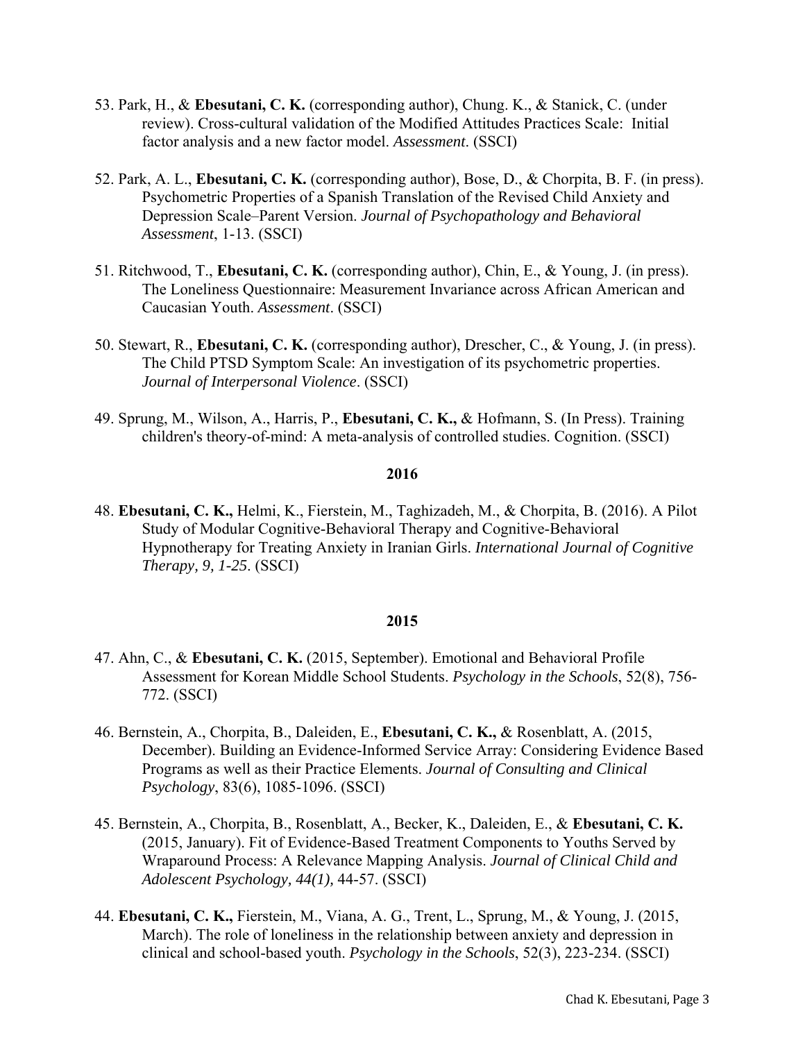53. Park, H., & **Ebesutani, C. K.** (corresponding author), Chung. K., & Stanick, C. (under review). Cross-cultural validation of the Modified Attitudes Practices Scale: Initial factor analysis and a new factor model. *Assessment*. (SSCI)

52. Park, A. L., **Ebesutani, C. K.** (corresponding author), Bose, D., & Chorpita, B. F. (in press). Psychometric Properties of a Spanish Translation of the Revised Child Anxiety and Depression Scale–Parent Version. *Journal of Psychopathology and Behavioral Assessment*, 1-13. (SSCI)

51. Ritchwood, T., **Ebesutani, C. K.** (corresponding author), Chin, E., & Young, J. (in press). The Loneliness Questionnaire: Measurement Invariance across African American and Caucasian Youth. *Assessment*. (SSCI)

50. Stewart, R., **Ebesutani, C. K.** (corresponding author), Drescher, C., & Young, J. (in press). The Child PTSD Symptom Scale: An investigation of its psychometric properties. *Journal of Interpersonal Violence*. (SSCI)

49. Sprung, M., Wilson, A., Harris, P., **Ebesutani, C. K.,** & Hofmann, S. (In Press). Training children's theory-of-mind: A meta-analysis of controlled studies. Cognition. (SSCI)

**2016**

48. **Ebesutani, C. K.,** Helmi, K., Fierstein, M., Taghizadeh, M., & Chorpita, B. (2016). A Pilot Study of Modular Cognitive-Behavioral Therapy and Cognitive-Behavioral Hypnotherapy for Treating Anxiety in Iranian Girls. *International Journal of Cognitive Therapy, 9, 1-25*. (SSCI)

**2015**

47. Ahn, C., & **Ebesutani, C. K.** (2015, September). Emotional and Behavioral Profile Assessment for Korean Middle School Students. *Psychology in the Schools*, 52(8), 756-772. (SSCI)

46. Bernstein, A., Chorpita, B., Daleiden, E., **Ebesutani, C. K.,** & Rosenblatt, A. (2015, December). Building an Evidence-Informed Service Array: Considering Evidence Based Programs as well as their Practice Elements. *Journal of Consulting and Clinical Psychology*, 83(6), 1085-1096. (SSCI)

45. Bernstein, A., Chorpita, B., Rosenblatt, A., Becker, K., Daleiden, E., & **Ebesutani, C. K.** (2015, January). Fit of Evidence-Based Treatment Components to Youths Served by Wraparound Process: A Relevance Mapping Analysis. *Journal of Clinical Child and Adolescent Psychology, 44(1),* 44-57. (SSCI)

44. **Ebesutani, C. K.,** Fierstein, M., Viana, A. G., Trent, L., Sprung, M., & Young, J. (2015, March). The role of loneliness in the relationship between anxiety and depression in clinical and school-based youth. *Psychology in the Schools*, 52(3), 223-234. (SSCI)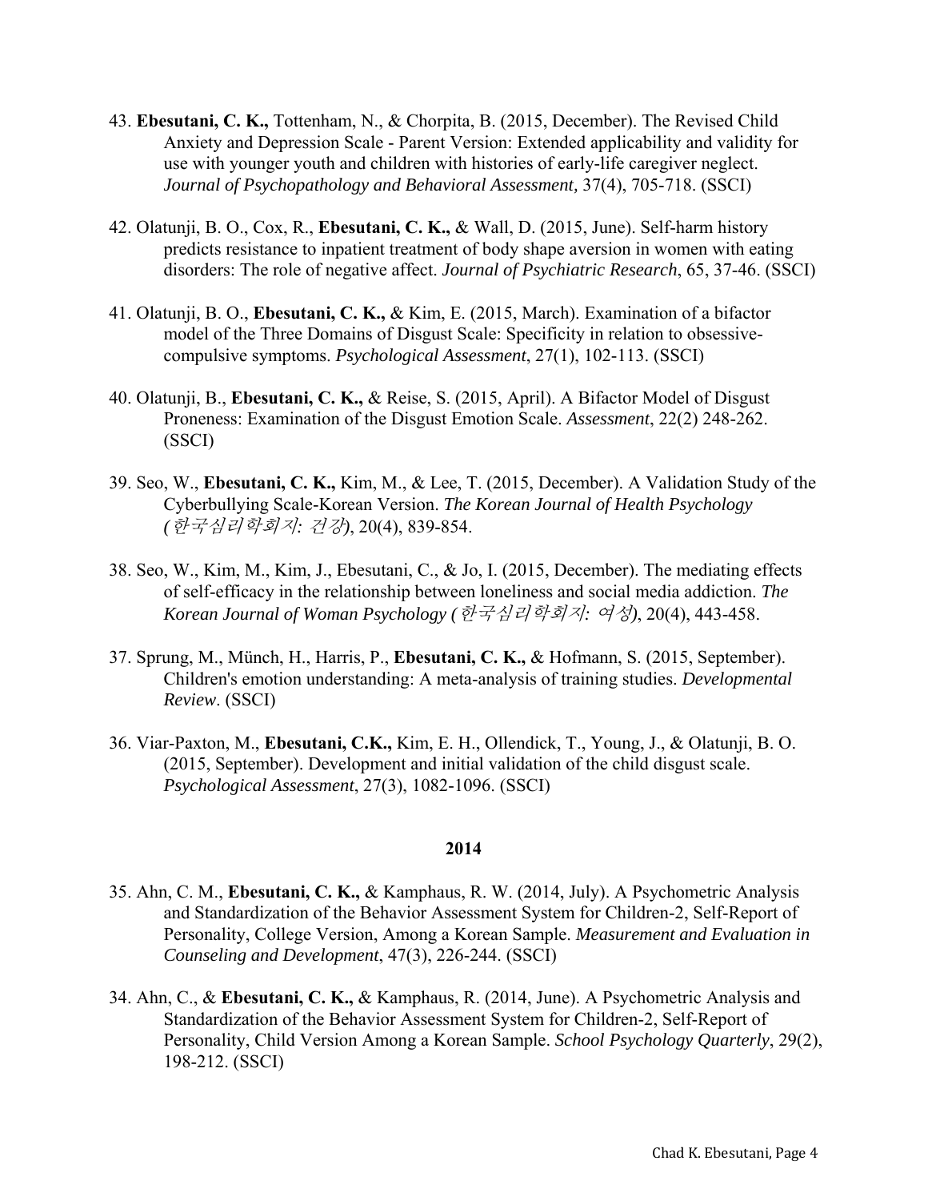43. **Ebesutani, C. K.,** Tottenham, N., & Chorpita, B. (2015, December). The Revised Child Anxiety and Depression Scale - Parent Version: Extended applicability and validity for use with younger youth and children with histories of early-life caregiver neglect. *Journal of Psychopathology and Behavioral Assessment,* 37(4), 705-718. (SSCI)

42. Olatunji, B. O., Cox, R., **Ebesutani, C. K.,** & Wall, D. (2015, June). Self-harm history predicts resistance to inpatient treatment of body shape aversion in women with eating disorders: The role of negative affect. *Journal of Psychiatric Research*, 65, 37-46. (SSCI)

41. Olatunji, B. O., **Ebesutani, C. K.,** & Kim, E. (2015, March). Examination of a bifactor model of the Three Domains of Disgust Scale: Specificity in relation to obsessive-compulsive symptoms. *Psychological Assessment*, 27(1), 102-113. (SSCI)

40. Olatunji, B., **Ebesutani, C. K.,** & Reise, S. (2015, April). A Bifactor Model of Disgust Proneness: Examination of the Disgust Emotion Scale. *Assessment*, 22(2) 248-262. (SSCI)

39. Seo, W., **Ebesutani, C. K.,** Kim, M., & Lee, T. (2015, December). A Validation Study of the Cyberbullying Scale-Korean Version. *The Korean Journal of Health Psychology (한국심리학회지: 건강)*, 20(4), 839-854.

38. Seo, W., Kim, M., Kim, J., Ebesutani, C., & Jo, I. (2015, December). The mediating effects of self-efficacy in the relationship between loneliness and social media addiction. *The Korean Journal of Woman Psychology (한국심리학회지: 여성)*, 20(4), 443-458.

37. Sprung, M., Münch, H., Harris, P., **Ebesutani, C. K.,** & Hofmann, S. (2015, September). Children's emotion understanding: A meta-analysis of training studies. *Developmental Review*. (SSCI)

36. Viar-Paxton, M., **Ebesutani, C.K.,** Kim, E. H., Ollendick, T., Young, J., & Olatunji, B. O. (2015, September). Development and initial validation of the child disgust scale. *Psychological Assessment*, 27(3), 1082-1096. (SSCI)

**2014**

35. Ahn, C. M., **Ebesutani, C. K.,** & Kamphaus, R. W. (2014, July). A Psychometric Analysis and Standardization of the Behavior Assessment System for Children-2, Self-Report of Personality, College Version, Among a Korean Sample. *Measurement and Evaluation in Counseling and Development*, 47(3), 226-244. (SSCI)

34. Ahn, C., & **Ebesutani, C. K.,** & Kamphaus, R. (2014, June). A Psychometric Analysis and Standardization of the Behavior Assessment System for Children-2, Self-Report of Personality, Child Version Among a Korean Sample. *School Psychology Quarterly*, 29(2), 198-212. (SSCI)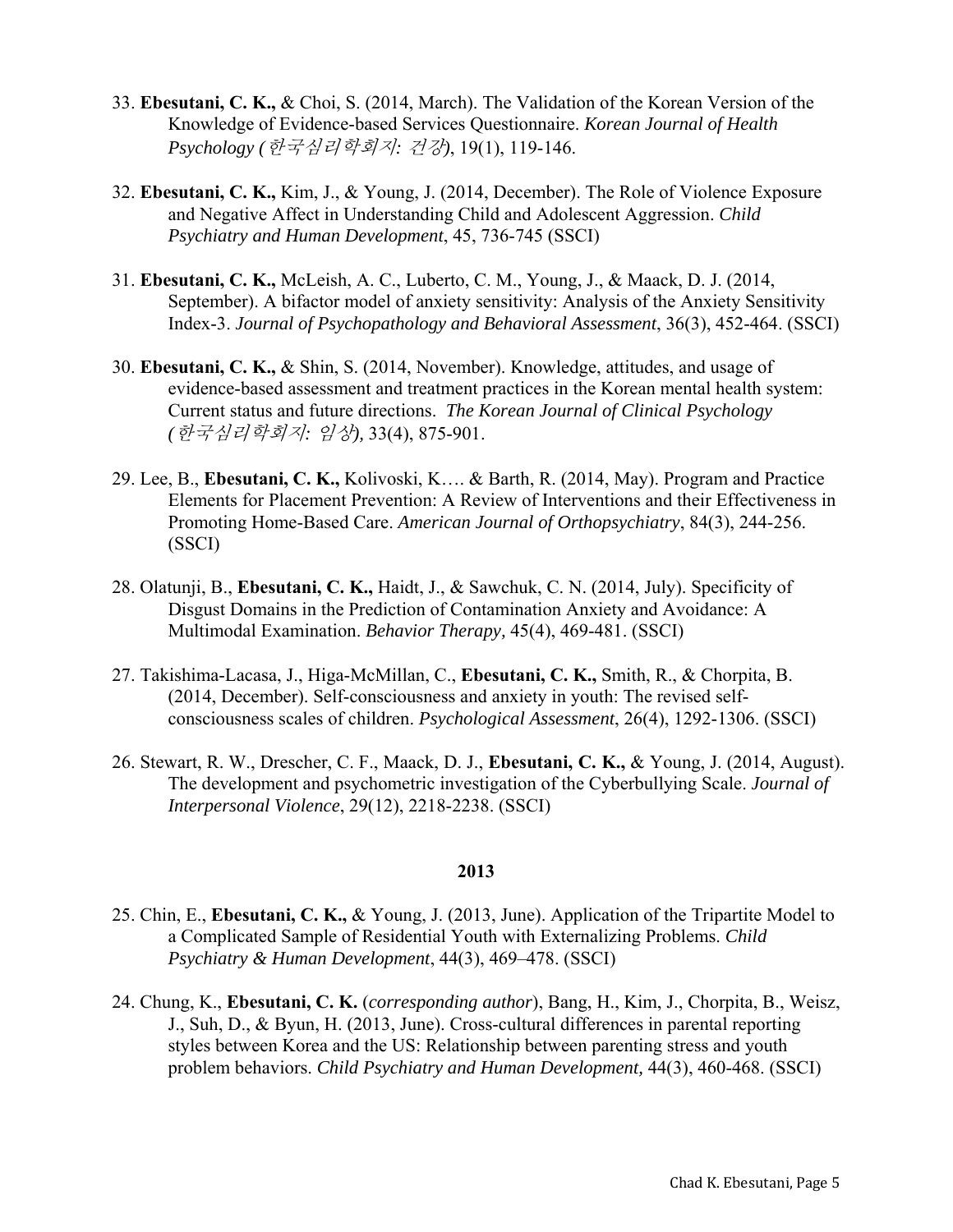33. **Ebesutani, C. K.,** & Choi, S. (2014, March). The Validation of the Korean Version of the Knowledge of Evidence-based Services Questionnaire. *Korean Journal of Health Psychology (한국심리학회지: 건강)*, 19(1), 119-146.

32. **Ebesutani, C. K.,** Kim, J., & Young, J. (2014, December). The Role of Violence Exposure and Negative Affect in Understanding Child and Adolescent Aggression. *Child Psychiatry and Human Development*, 45, 736-745 (SSCI)

31. **Ebesutani, C. K.,** McLeish, A. C., Luberto, C. M., Young, J., & Maack, D. J. (2014, September). A bifactor model of anxiety sensitivity: Analysis of the Anxiety Sensitivity Index-3. *Journal of Psychopathology and Behavioral Assessment*, 36(3), 452-464. (SSCI)

30. **Ebesutani, C. K.,** & Shin, S. (2014, November). Knowledge, attitudes, and usage of evidence-based assessment and treatment practices in the Korean mental health system: Current status and future directions. *The Korean Journal of Clinical Psychology (한국심리학회지: 임상),* 33(4), 875-901.

29. Lee, B., **Ebesutani, C. K.,** Kolivoski, K…. & Barth, R. (2014, May). Program and Practice Elements for Placement Prevention: A Review of Interventions and their Effectiveness in Promoting Home-Based Care. *American Journal of Orthopsychiatry*, 84(3), 244-256. (SSCI)

28. Olatunji, B., **Ebesutani, C. K.,** Haidt, J., & Sawchuk, C. N. (2014, July). Specificity of Disgust Domains in the Prediction of Contamination Anxiety and Avoidance: A Multimodal Examination. *Behavior Therapy,* 45(4), 469-481. (SSCI)

27. Takishima-Lacasa, J., Higa-McMillan, C., **Ebesutani, C. K.,** Smith, R., & Chorpita, B. (2014, December). Self-consciousness and anxiety in youth: The revised self-consciousness scales of children. *Psychological Assessment*, 26(4), 1292-1306. (SSCI)

26. Stewart, R. W., Drescher, C. F., Maack, D. J., **Ebesutani, C. K.,** & Young, J. (2014, August). The development and psychometric investigation of the Cyberbullying Scale. *Journal of Interpersonal Violence*, 29(12), 2218-2238. (SSCI)

**2013**

25. Chin, E., **Ebesutani, C. K.,** & Young, J. (2013, June). Application of the Tripartite Model to a Complicated Sample of Residential Youth with Externalizing Problems. *Child Psychiatry & Human Development*, 44(3), 469–478. (SSCI)

24. Chung, K., **Ebesutani, C. K.** (*corresponding author*), Bang, H., Kim, J., Chorpita, B., Weisz, J., Suh, D., & Byun, H. (2013, June). Cross-cultural differences in parental reporting styles between Korea and the US: Relationship between parenting stress and youth problem behaviors. *Child Psychiatry and Human Development,* 44(3), 460-468. (SSCI)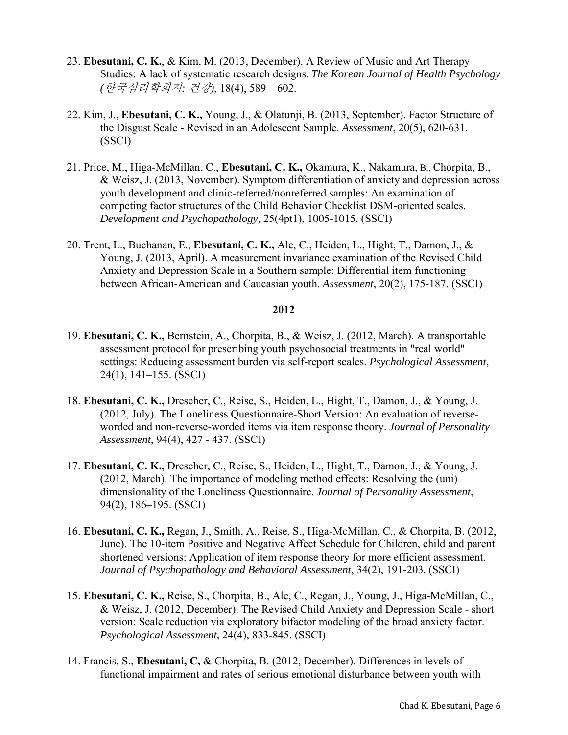23. **Ebesutani, C. K.**, & Kim, M. (2013, December). A Review of Music and Art Therapy Studies: A lack of systematic research designs. *The Korean Journal of Health Psychology (한국심리학회지: 건강)*, 18(4), 589 – 602.

22. Kim, J., **Ebesutani, C. K.,** Young, J., & Olatunji, B. (2013, September). Factor Structure of the Disgust Scale - Revised in an Adolescent Sample. *Assessment*, 20(5), 620-631. (SSCI)

21. Price, M., Higa-McMillan, C., **Ebesutani, C. K.,** Okamura, K., Nakamura, B., Chorpita, B., & Weisz, J. (2013, November). Symptom differentiation of anxiety and depression across youth development and clinic-referred/nonreferred samples: An examination of competing factor structures of the Child Behavior Checklist DSM-oriented scales. *Development and Psychopathology,* 25(4pt1), 1005-1015. (SSCI)

20. Trent, L., Buchanan, E., **Ebesutani, C. K.,** Ale, C., Heiden, L., Hight, T., Damon, J., & Young, J. (2013, April). A measurement invariance examination of the Revised Child Anxiety and Depression Scale in a Southern sample: Differential item functioning between African-American and Caucasian youth. *Assessment*, 20(2), 175-187. (SSCI)

**2012**

19. **Ebesutani, C. K.,** Bernstein, A., Chorpita, B., & Weisz, J. (2012, March). A transportable assessment protocol for prescribing youth psychosocial treatments in "real world" settings: Reducing assessment burden via self-report scales. *Psychological Assessment*, 24(1), 141–155. (SSCI)

18. **Ebesutani, C. K.,** Drescher, C., Reise, S., Heiden, L., Hight, T., Damon, J., & Young, J. (2012, July). The Loneliness Questionnaire-Short Version: An evaluation of reverse-worded and non-reverse-worded items via item response theory. *Journal of Personality Assessment*, 94(4), 427 - 437. (SSCI)

17. **Ebesutani, C. K.,** Drescher, C., Reise, S., Heiden, L., Hight, T., Damon, J., & Young, J. (2012, March). The importance of modeling method effects: Resolving the (uni) dimensionality of the Loneliness Questionnaire. *Journal of Personality Assessment*, 94(2), 186–195. (SSCI)

16. **Ebesutani, C. K.,** Regan, J., Smith, A., Reise, S., Higa-McMillan, C., & Chorpita, B. (2012, June). The 10-item Positive and Negative Affect Schedule for Children, child and parent shortened versions: Application of item response theory for more efficient assessment. *Journal of Psychopathology and Behavioral Assessment*, 34(2), 191-203. (SSCI)

15. **Ebesutani, C. K.,** Reise, S., Chorpita, B., Ale, C., Regan, J., Young, J., Higa-McMillan, C., & Weisz, J. (2012, December). The Revised Child Anxiety and Depression Scale - short version: Scale reduction via exploratory bifactor modeling of the broad anxiety factor. *Psychological Assessment*, 24(4), 833-845. (SSCI)

14. Francis, S., **Ebesutani, C,** & Chorpita, B. (2012, December). Differences in levels of functional impairment and rates of serious emotional disturbance between youth with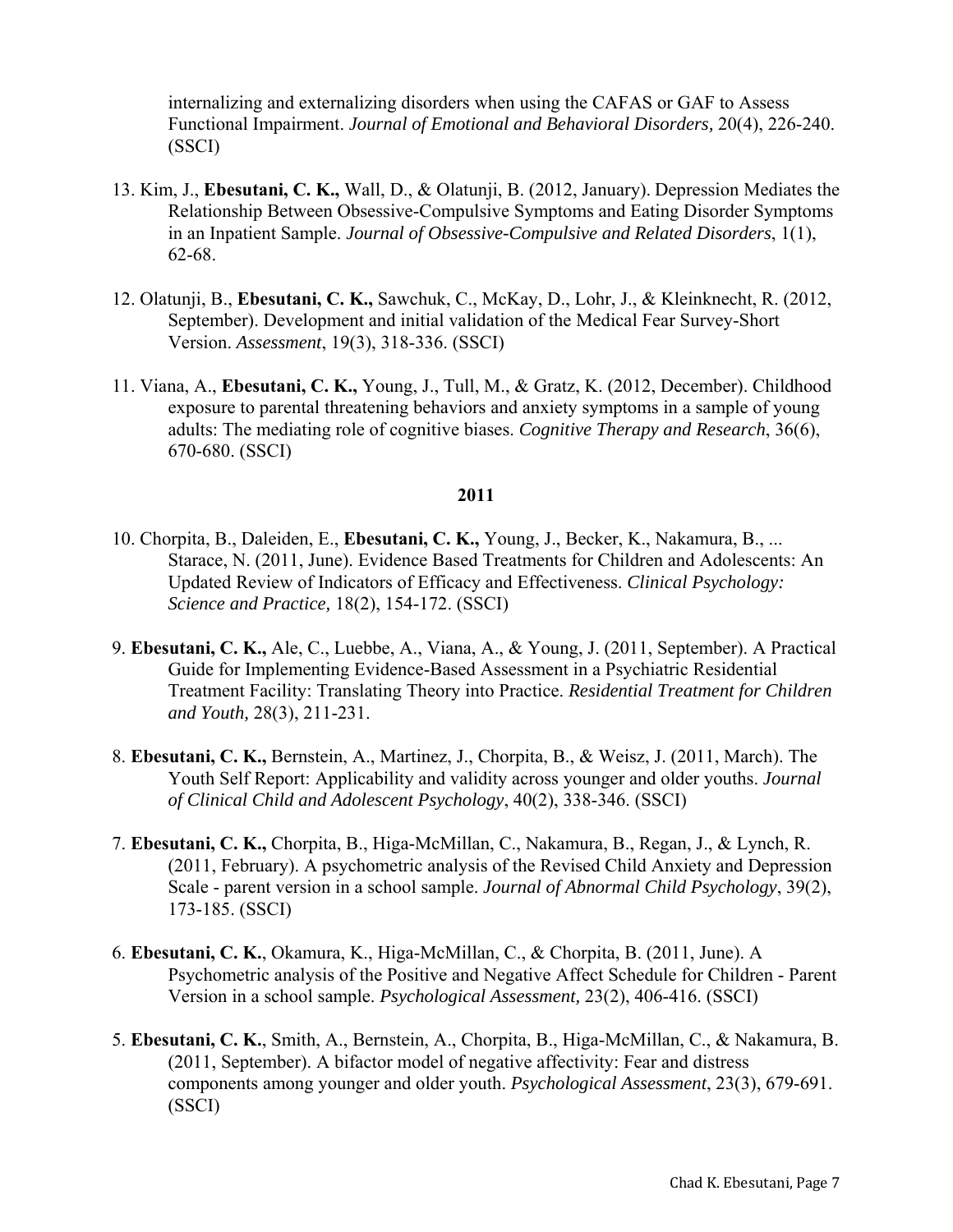internalizing and externalizing disorders when using the CAFAS or GAF to Assess Functional Impairment. *Journal of Emotional and Behavioral Disorders,* 20(4), 226-240. (SSCI)

13. Kim, J., **Ebesutani, C. K.,** Wall, D., & Olatunji, B. (2012, January). Depression Mediates the Relationship Between Obsessive-Compulsive Symptoms and Eating Disorder Symptoms in an Inpatient Sample. *Journal of Obsessive-Compulsive and Related Disorders*, 1(1), 62-68.

12. Olatunji, B., **Ebesutani, C. K.,** Sawchuk, C., McKay, D., Lohr, J., & Kleinknecht, R. (2012, September). Development and initial validation of the Medical Fear Survey-Short Version. *Assessment*, 19(3), 318-336. (SSCI)

11. Viana, A., **Ebesutani, C. K.,** Young, J., Tull, M., & Gratz, K. (2012, December). Childhood exposure to parental threatening behaviors and anxiety symptoms in a sample of young adults: The mediating role of cognitive biases. *Cognitive Therapy and Research*, 36(6), 670-680. (SSCI)

**2011**

10. Chorpita, B., Daleiden, E., **Ebesutani, C. K.,** Young, J., Becker, K., Nakamura, B., ... Starace, N. (2011, June). Evidence Based Treatments for Children and Adolescents: An Updated Review of Indicators of Efficacy and Effectiveness. *Clinical Psychology: Science and Practice,* 18(2), 154-172. (SSCI)

9. **Ebesutani, C. K.,** Ale, C., Luebbe, A., Viana, A., & Young, J. (2011, September). A Practical Guide for Implementing Evidence-Based Assessment in a Psychiatric Residential Treatment Facility: Translating Theory into Practice. *Residential Treatment for Children and Youth,* 28(3), 211-231.

8. **Ebesutani, C. K.,** Bernstein, A., Martinez, J., Chorpita, B., & Weisz, J. (2011, March). The Youth Self Report: Applicability and validity across younger and older youths. *Journal of Clinical Child and Adolescent Psychology*, 40(2), 338-346. (SSCI)

7. **Ebesutani, C. K.,** Chorpita, B., Higa-McMillan, C., Nakamura, B., Regan, J., & Lynch, R. (2011, February). A psychometric analysis of the Revised Child Anxiety and Depression Scale - parent version in a school sample. *Journal of Abnormal Child Psychology*, 39(2), 173-185. (SSCI)

6. **Ebesutani, C. K.**, Okamura, K., Higa-McMillan, C., & Chorpita, B. (2011, June). A Psychometric analysis of the Positive and Negative Affect Schedule for Children - Parent Version in a school sample. *Psychological Assessment,* 23(2), 406-416. (SSCI)

5. **Ebesutani, C. K.**, Smith, A., Bernstein, A., Chorpita, B., Higa-McMillan, C., & Nakamura, B. (2011, September). A bifactor model of negative affectivity: Fear and distress components among younger and older youth. *Psychological Assessment*, 23(3), 679-691. (SSCI)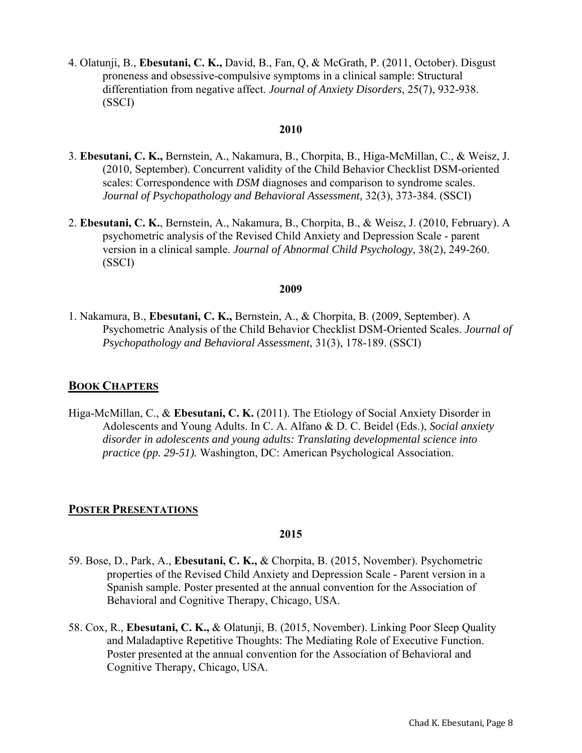4. Olatunji, B., **Ebesutani, C. K.,** David, B., Fan, Q, & McGrath, P. (2011, October). Disgust proneness and obsessive-compulsive symptoms in a clinical sample: Structural differentiation from negative affect. *Journal of Anxiety Disorders*, 25(7), 932-938. (SSCI)

**2010**

3. **Ebesutani, C. K.,** Bernstein, A., Nakamura, B., Chorpita, B., Higa-McMillan, C., & Weisz, J. (2010, September). Concurrent validity of the Child Behavior Checklist DSM-oriented scales: Correspondence with *DSM* diagnoses and comparison to syndrome scales. *Journal of Psychopathology and Behavioral Assessment,* 32(3), 373-384. (SSCI)

2. **Ebesutani, C. K.**, Bernstein, A., Nakamura, B., Chorpita, B., & Weisz, J. (2010, February). A psychometric analysis of the Revised Child Anxiety and Depression Scale - parent version in a clinical sample. *Journal of Abnormal Child Psychology*, 38(2), 249-260. (SSCI)

**2009**

1. Nakamura, B., **Ebesutani, C. K.,** Bernstein, A., & Chorpita, B. (2009, September). A Psychometric Analysis of the Child Behavior Checklist DSM-Oriented Scales. *Journal of Psychopathology and Behavioral Assessment*, 31(3), 178-189. (SSCI)

## Book Chapters

Higa-McMillan, C., & **Ebesutani, C. K.** (2011). The Etiology of Social Anxiety Disorder in Adolescents and Young Adults. In C. A. Alfano & D. C. Beidel (Eds.), *Social anxiety disorder in adolescents and young adults: Translating developmental science into practice (pp. 29-51).* Washington, DC: American Psychological Association.

## Poster Presentations

**2015**

59. Bose, D., Park, A., **Ebesutani, C. K.,** & Chorpita, B. (2015, November). Psychometric properties of the Revised Child Anxiety and Depression Scale - Parent version in a Spanish sample. Poster presented at the annual convention for the Association of Behavioral and Cognitive Therapy, Chicago, USA.

58. Cox, R., **Ebesutani, C. K.,** & Olatunji, B. (2015, November). Linking Poor Sleep Quality and Maladaptive Repetitive Thoughts: The Mediating Role of Executive Function. Poster presented at the annual convention for the Association of Behavioral and Cognitive Therapy, Chicago, USA.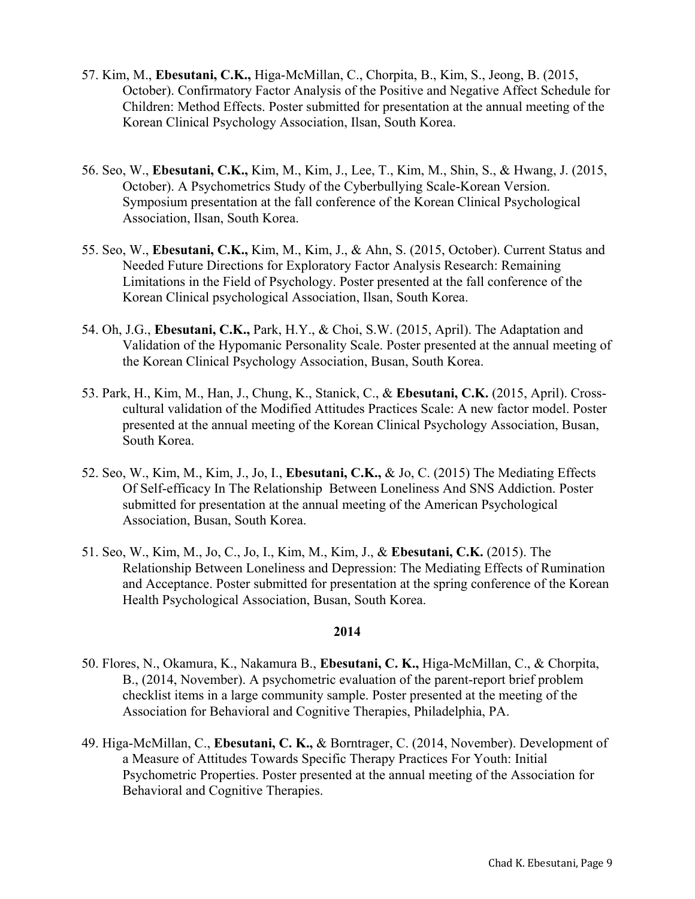57. Kim, M., **Ebesutani, C.K.,** Higa-McMillan, C., Chorpita, B., Kim, S., Jeong, B. (2015, October). Confirmatory Factor Analysis of the Positive and Negative Affect Schedule for Children: Method Effects. Poster submitted for presentation at the annual meeting of the Korean Clinical Psychology Association, Ilsan, South Korea.

56. Seo, W., **Ebesutani, C.K.,** Kim, M., Kim, J., Lee, T., Kim, M., Shin, S., & Hwang, J. (2015, October). A Psychometrics Study of the Cyberbullying Scale-Korean Version. Symposium presentation at the fall conference of the Korean Clinical Psychological Association, Ilsan, South Korea.

55. Seo, W., **Ebesutani, C.K.,** Kim, M., Kim, J., & Ahn, S. (2015, October). Current Status and Needed Future Directions for Exploratory Factor Analysis Research: Remaining Limitations in the Field of Psychology. Poster presented at the fall conference of the Korean Clinical psychological Association, Ilsan, South Korea.

54. Oh, J.G., **Ebesutani, C.K.,** Park, H.Y., & Choi, S.W. (2015, April). The Adaptation and Validation of the Hypomanic Personality Scale. Poster presented at the annual meeting of the Korean Clinical Psychology Association, Busan, South Korea.

53. Park, H., Kim, M., Han, J., Chung, K., Stanick, C., & **Ebesutani, C.K.** (2015, April). Cross-cultural validation of the Modified Attitudes Practices Scale: A new factor model. Poster presented at the annual meeting of the Korean Clinical Psychology Association, Busan, South Korea.

52. Seo, W., Kim, M., Kim, J., Jo, I., **Ebesutani, C.K.,** & Jo, C. (2015) The Mediating Effects Of Self-efficacy In The Relationship Between Loneliness And SNS Addiction. Poster submitted for presentation at the annual meeting of the American Psychological Association, Busan, South Korea.

51. Seo, W., Kim, M., Jo, C., Jo, I., Kim, M., Kim, J., & **Ebesutani, C.K.** (2015). The Relationship Between Loneliness and Depression: The Mediating Effects of Rumination and Acceptance. Poster submitted for presentation at the spring conference of the Korean Health Psychological Association, Busan, South Korea.

**2014**

50. Flores, N., Okamura, K., Nakamura B., **Ebesutani, C. K.,** Higa-McMillan, C., & Chorpita, B., (2014, November). A psychometric evaluation of the parent-report brief problem checklist items in a large community sample. Poster presented at the meeting of the Association for Behavioral and Cognitive Therapies, Philadelphia, PA.

49. Higa-McMillan, C., **Ebesutani, C. K.,** & Borntrager, C. (2014, November). Development of a Measure of Attitudes Towards Specific Therapy Practices For Youth: Initial Psychometric Properties. Poster presented at the annual meeting of the Association for Behavioral and Cognitive Therapies.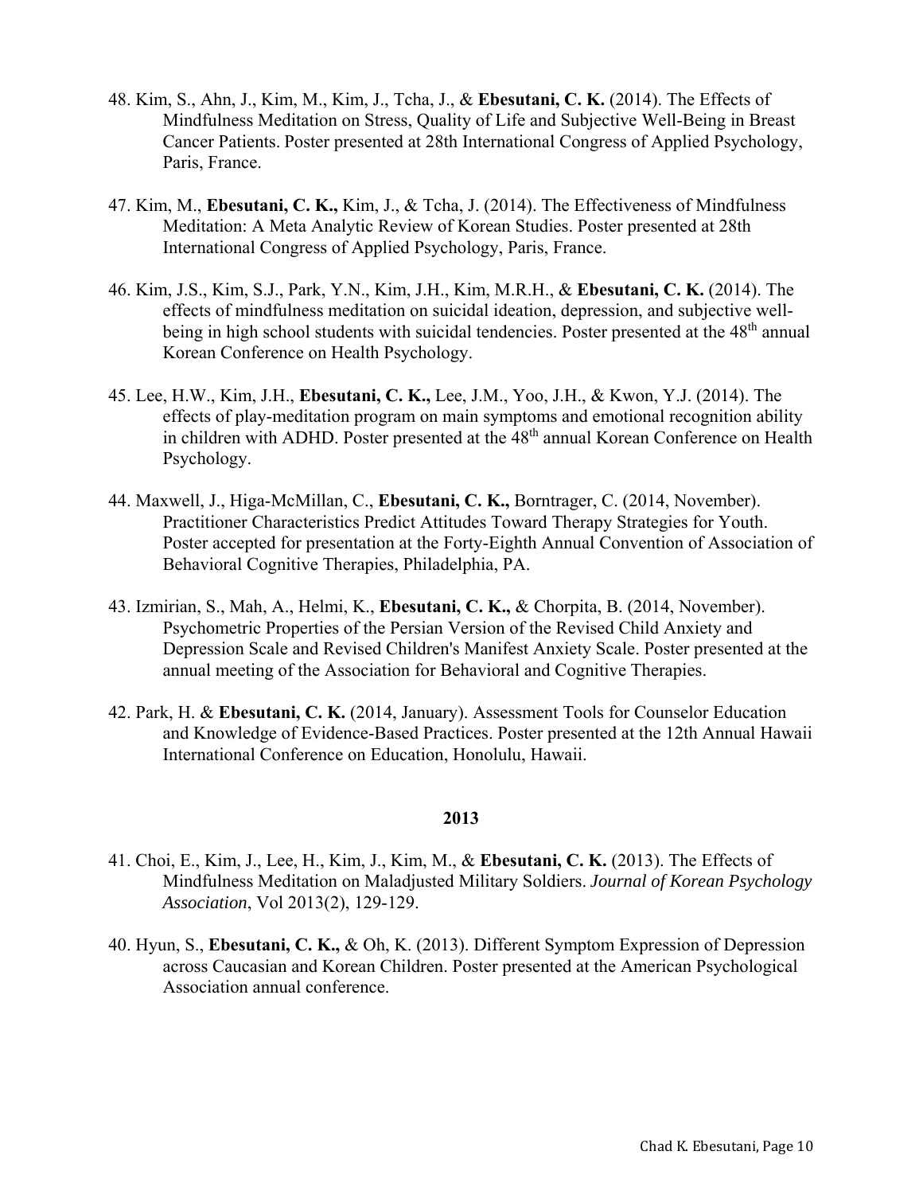48. Kim, S., Ahn, J., Kim, M., Kim, J., Tcha, J., & **Ebesutani, C. K.** (2014). The Effects of Mindfulness Meditation on Stress, Quality of Life and Subjective Well-Being in Breast Cancer Patients. Poster presented at 28th International Congress of Applied Psychology, Paris, France.

47. Kim, M., **Ebesutani, C. K.,** Kim, J., & Tcha, J. (2014). The Effectiveness of Mindfulness Meditation: A Meta Analytic Review of Korean Studies. Poster presented at 28th International Congress of Applied Psychology, Paris, France.

46. Kim, J.S., Kim, S.J., Park, Y.N., Kim, J.H., Kim, M.R.H., & **Ebesutani, C. K.** (2014). The effects of mindfulness meditation on suicidal ideation, depression, and subjective well-being in high school students with suicidal tendencies. Poster presented at the 48th annual Korean Conference on Health Psychology.

45. Lee, H.W., Kim, J.H., **Ebesutani, C. K.,** Lee, J.M., Yoo, J.H., & Kwon, Y.J. (2014). The effects of play-meditation program on main symptoms and emotional recognition ability in children with ADHD. Poster presented at the 48th annual Korean Conference on Health Psychology.

44. Maxwell, J., Higa-McMillan, C., **Ebesutani, C. K.,** Borntrager, C. (2014, November). Practitioner Characteristics Predict Attitudes Toward Therapy Strategies for Youth. Poster accepted for presentation at the Forty-Eighth Annual Convention of Association of Behavioral Cognitive Therapies, Philadelphia, PA.

43. Izmirian, S., Mah, A., Helmi, K., **Ebesutani, C. K.,** & Chorpita, B. (2014, November). Psychometric Properties of the Persian Version of the Revised Child Anxiety and Depression Scale and Revised Children's Manifest Anxiety Scale. Poster presented at the annual meeting of the Association for Behavioral and Cognitive Therapies.

42. Park, H. & **Ebesutani, C. K.** (2014, January). Assessment Tools for Counselor Education and Knowledge of Evidence-Based Practices. Poster presented at the 12th Annual Hawaii International Conference on Education, Honolulu, Hawaii.

**2013**

41. Choi, E., Kim, J., Lee, H., Kim, J., Kim, M., & **Ebesutani, C. K.** (2013). The Effects of Mindfulness Meditation on Maladjusted Military Soldiers. *Journal of Korean Psychology Association*, Vol 2013(2), 129-129.

40. Hyun, S., **Ebesutani, C. K.,** & Oh, K. (2013). Different Symptom Expression of Depression across Caucasian and Korean Children. Poster presented at the American Psychological Association annual conference.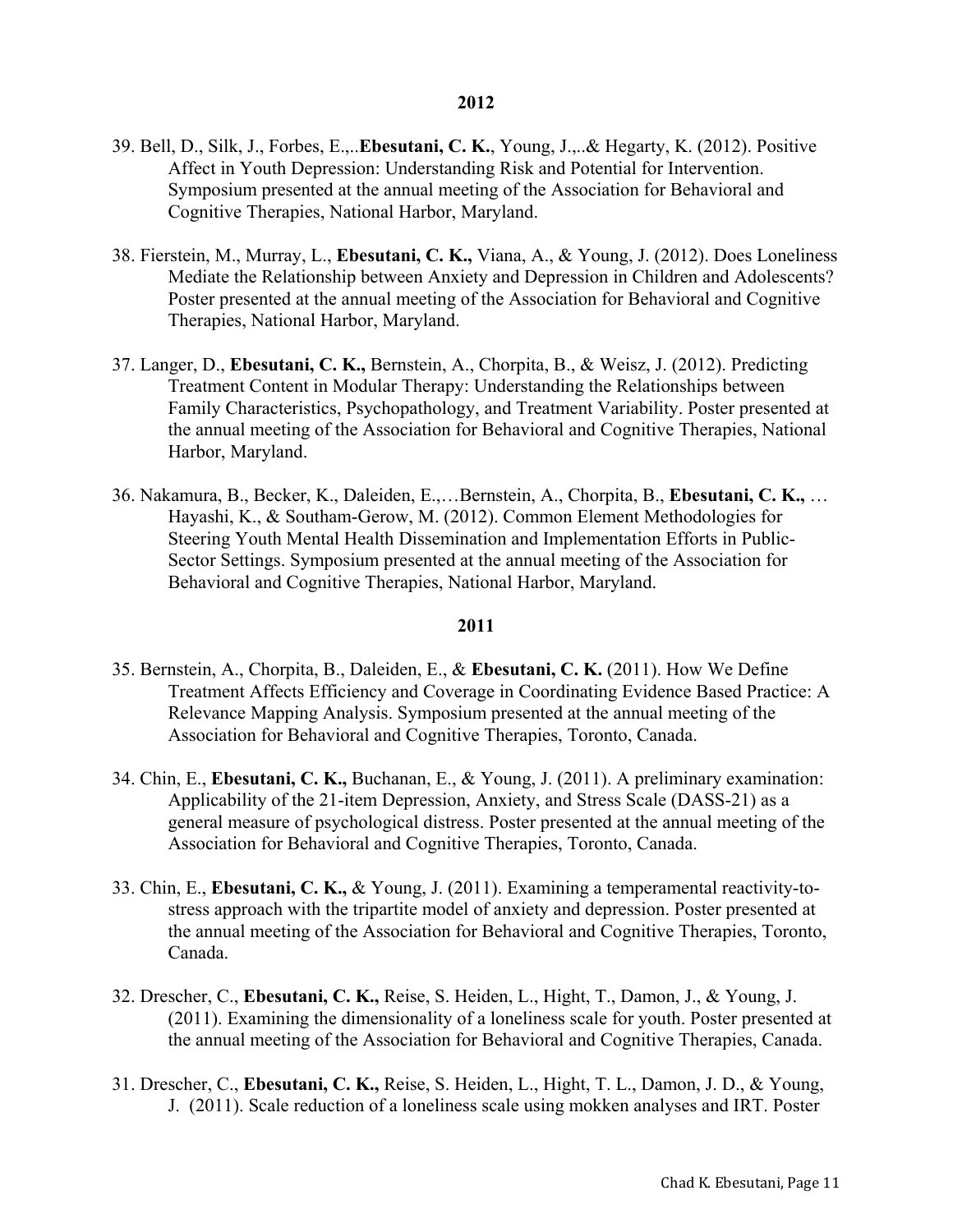## 2012

39. Bell, D., Silk, J., Forbes, E.,..**Ebesutani, C. K.**, Young, J.,..& Hegarty, K. (2012). Positive Affect in Youth Depression: Understanding Risk and Potential for Intervention. Symposium presented at the annual meeting of the Association for Behavioral and Cognitive Therapies, National Harbor, Maryland.

38. Fierstein, M., Murray, L., **Ebesutani, C. K.,** Viana, A., & Young, J. (2012). Does Loneliness Mediate the Relationship between Anxiety and Depression in Children and Adolescents? Poster presented at the annual meeting of the Association for Behavioral and Cognitive Therapies, National Harbor, Maryland.

37. Langer, D., **Ebesutani, C. K.,** Bernstein, A., Chorpita, B., & Weisz, J. (2012). Predicting Treatment Content in Modular Therapy: Understanding the Relationships between Family Characteristics, Psychopathology, and Treatment Variability. Poster presented at the annual meeting of the Association for Behavioral and Cognitive Therapies, National Harbor, Maryland.

36. Nakamura, B., Becker, K., Daleiden, E.,…Bernstein, A., Chorpita, B., **Ebesutani, C. K.,** … Hayashi, K., & Southam-Gerow, M. (2012). Common Element Methodologies for Steering Youth Mental Health Dissemination and Implementation Efforts in Public-Sector Settings. Symposium presented at the annual meeting of the Association for Behavioral and Cognitive Therapies, National Harbor, Maryland.

## 2011

35. Bernstein, A., Chorpita, B., Daleiden, E., & **Ebesutani, C. K.** (2011). How We Define Treatment Affects Efficiency and Coverage in Coordinating Evidence Based Practice: A Relevance Mapping Analysis. Symposium presented at the annual meeting of the Association for Behavioral and Cognitive Therapies, Toronto, Canada.

34. Chin, E., **Ebesutani, C. K.,** Buchanan, E., & Young, J. (2011). A preliminary examination: Applicability of the 21-item Depression, Anxiety, and Stress Scale (DASS-21) as a general measure of psychological distress. Poster presented at the annual meeting of the Association for Behavioral and Cognitive Therapies, Toronto, Canada.

33. Chin, E., **Ebesutani, C. K.,** & Young, J. (2011). Examining a temperamental reactivity-to-stress approach with the tripartite model of anxiety and depression. Poster presented at the annual meeting of the Association for Behavioral and Cognitive Therapies, Toronto, Canada.

32. Drescher, C., **Ebesutani, C. K.,** Reise, S. Heiden, L., Hight, T., Damon, J., & Young, J. (2011). Examining the dimensionality of a loneliness scale for youth. Poster presented at the annual meeting of the Association for Behavioral and Cognitive Therapies, Canada.

31. Drescher, C., **Ebesutani, C. K.,** Reise, S. Heiden, L., Hight, T. L., Damon, J. D., & Young, J. (2011). Scale reduction of a loneliness scale using mokken analyses and IRT. Poster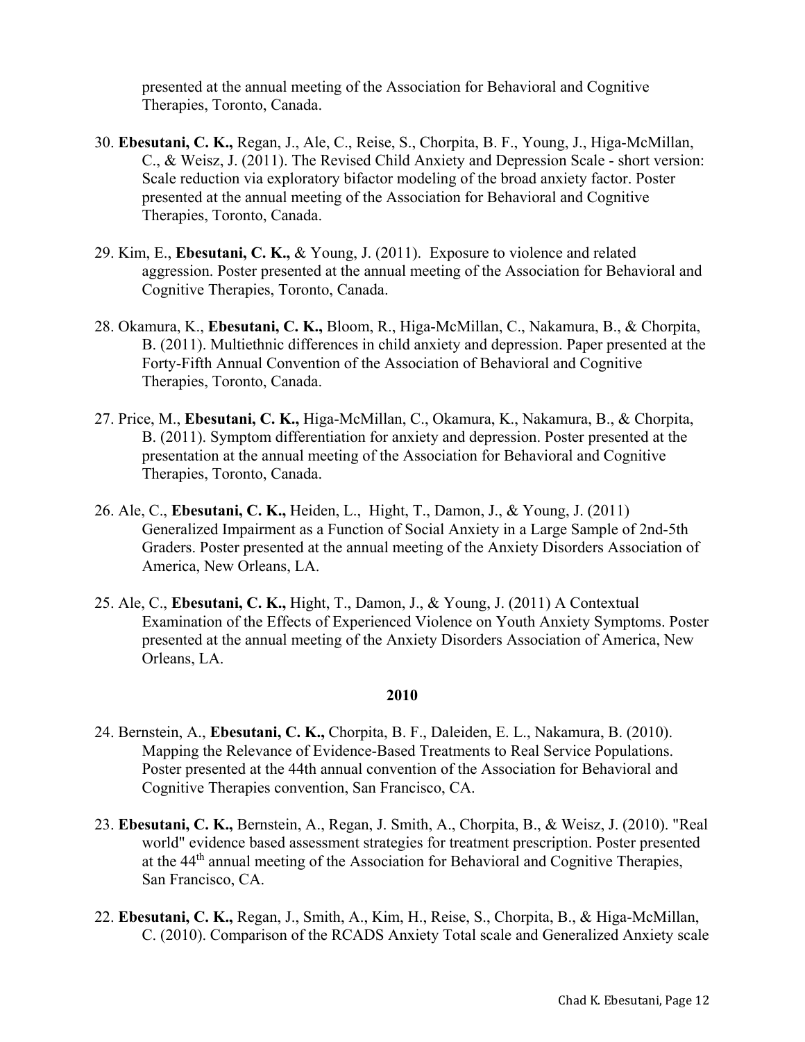presented at the annual meeting of the Association for Behavioral and Cognitive Therapies, Toronto, Canada.

30. **Ebesutani, C. K.,** Regan, J., Ale, C., Reise, S., Chorpita, B. F., Young, J., Higa-McMillan, C., & Weisz, J. (2011). The Revised Child Anxiety and Depression Scale - short version: Scale reduction via exploratory bifactor modeling of the broad anxiety factor. Poster presented at the annual meeting of the Association for Behavioral and Cognitive Therapies, Toronto, Canada.

29. Kim, E., **Ebesutani, C. K.,** & Young, J. (2011). Exposure to violence and related aggression. Poster presented at the annual meeting of the Association for Behavioral and Cognitive Therapies, Toronto, Canada.

28. Okamura, K., **Ebesutani, C. K.,** Bloom, R., Higa-McMillan, C., Nakamura, B., & Chorpita, B. (2011). Multiethnic differences in child anxiety and depression. Paper presented at the Forty-Fifth Annual Convention of the Association of Behavioral and Cognitive Therapies, Toronto, Canada.

27. Price, M., **Ebesutani, C. K.,** Higa-McMillan, C., Okamura, K., Nakamura, B., & Chorpita, B. (2011). Symptom differentiation for anxiety and depression. Poster presented at the presentation at the annual meeting of the Association for Behavioral and Cognitive Therapies, Toronto, Canada.

26. Ale, C., **Ebesutani, C. K.,** Heiden, L., Hight, T., Damon, J., & Young, J. (2011) Generalized Impairment as a Function of Social Anxiety in a Large Sample of 2nd-5th Graders. Poster presented at the annual meeting of the Anxiety Disorders Association of America, New Orleans, LA.

25. Ale, C., **Ebesutani, C. K.,** Hight, T., Damon, J., & Young, J. (2011) A Contextual Examination of the Effects of Experienced Violence on Youth Anxiety Symptoms. Poster presented at the annual meeting of the Anxiety Disorders Association of America, New Orleans, LA.

**2010**

24. Bernstein, A., **Ebesutani, C. K.,** Chorpita, B. F., Daleiden, E. L., Nakamura, B. (2010). Mapping the Relevance of Evidence-Based Treatments to Real Service Populations. Poster presented at the 44th annual convention of the Association for Behavioral and Cognitive Therapies convention, San Francisco, CA.

23. **Ebesutani, C. K.,** Bernstein, A., Regan, J. Smith, A., Chorpita, B., & Weisz, J. (2010). "Real world" evidence based assessment strategies for treatment prescription. Poster presented at the 44th annual meeting of the Association for Behavioral and Cognitive Therapies, San Francisco, CA.

22. **Ebesutani, C. K.,** Regan, J., Smith, A., Kim, H., Reise, S., Chorpita, B., & Higa-McMillan, C. (2010). Comparison of the RCADS Anxiety Total scale and Generalized Anxiety scale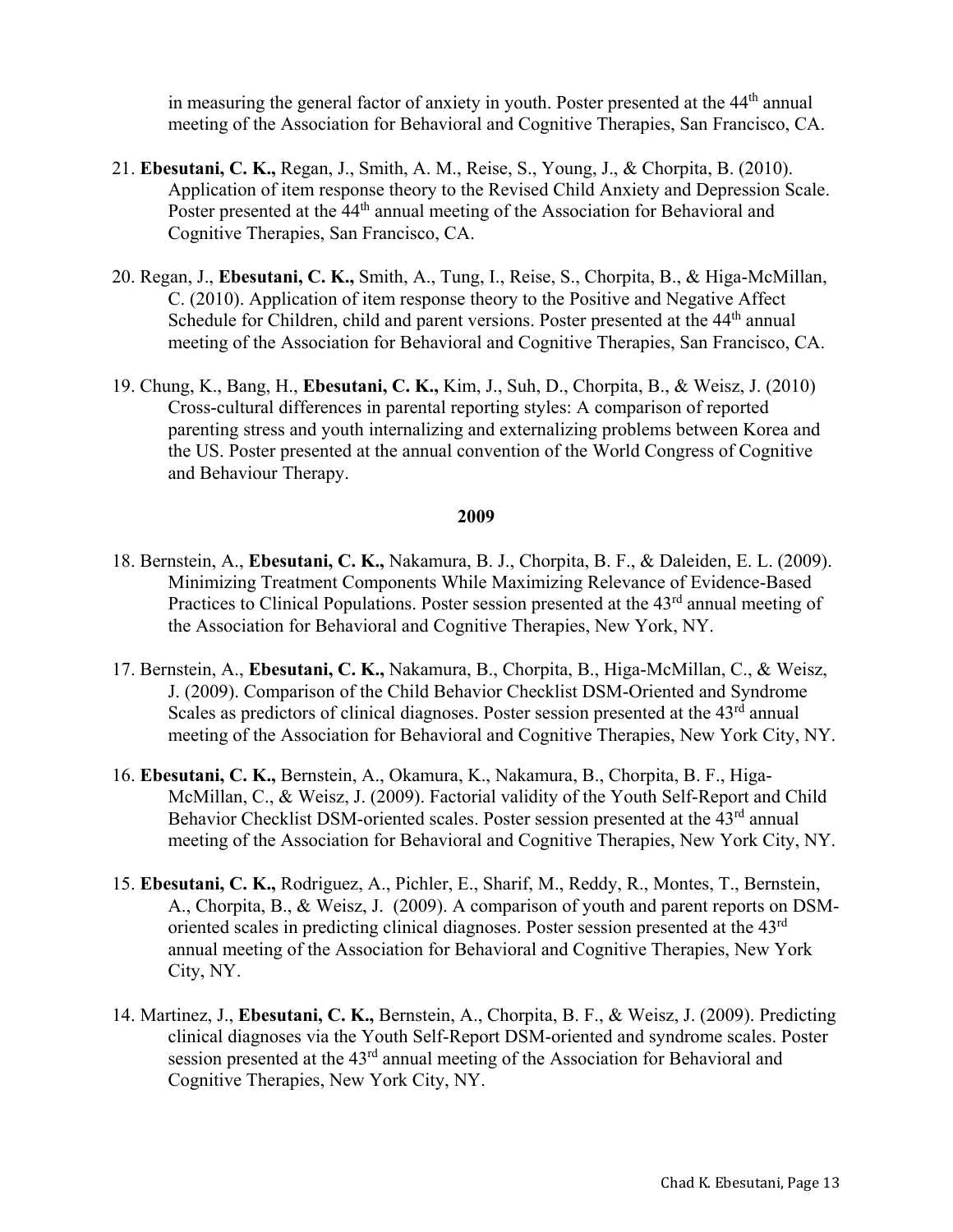in measuring the general factor of anxiety in youth. Poster presented at the 44th annual meeting of the Association for Behavioral and Cognitive Therapies, San Francisco, CA.

21. **Ebesutani, C. K.,** Regan, J., Smith, A. M., Reise, S., Young, J., & Chorpita, B. (2010). Application of item response theory to the Revised Child Anxiety and Depression Scale. Poster presented at the 44th annual meeting of the Association for Behavioral and Cognitive Therapies, San Francisco, CA.

20. Regan, J., **Ebesutani, C. K.,** Smith, A., Tung, I., Reise, S., Chorpita, B., & Higa-McMillan, C. (2010). Application of item response theory to the Positive and Negative Affect Schedule for Children, child and parent versions. Poster presented at the 44th annual meeting of the Association for Behavioral and Cognitive Therapies, San Francisco, CA.

19. Chung, K., Bang, H., **Ebesutani, C. K.,** Kim, J., Suh, D., Chorpita, B., & Weisz, J. (2010) Cross-cultural differences in parental reporting styles: A comparison of reported parenting stress and youth internalizing and externalizing problems between Korea and the US. Poster presented at the annual convention of the World Congress of Cognitive and Behaviour Therapy.

**2009**

18. Bernstein, A., **Ebesutani, C. K.,** Nakamura, B. J., Chorpita, B. F., & Daleiden, E. L. (2009). Minimizing Treatment Components While Maximizing Relevance of Evidence-Based Practices to Clinical Populations. Poster session presented at the 43rd annual meeting of the Association for Behavioral and Cognitive Therapies, New York, NY.

17. Bernstein, A., **Ebesutani, C. K.,** Nakamura, B., Chorpita, B., Higa-McMillan, C., & Weisz, J. (2009). Comparison of the Child Behavior Checklist DSM-Oriented and Syndrome Scales as predictors of clinical diagnoses. Poster session presented at the 43rd annual meeting of the Association for Behavioral and Cognitive Therapies, New York City, NY.

16. **Ebesutani, C. K.,** Bernstein, A., Okamura, K., Nakamura, B., Chorpita, B. F., Higa-McMillan, C., & Weisz, J. (2009). Factorial validity of the Youth Self-Report and Child Behavior Checklist DSM-oriented scales. Poster session presented at the 43rd annual meeting of the Association for Behavioral and Cognitive Therapies, New York City, NY.

15. **Ebesutani, C. K.,** Rodriguez, A., Pichler, E., Sharif, M., Reddy, R., Montes, T., Bernstein, A., Chorpita, B., & Weisz, J. (2009). A comparison of youth and parent reports on DSM-oriented scales in predicting clinical diagnoses. Poster session presented at the 43rd annual meeting of the Association for Behavioral and Cognitive Therapies, New York City, NY.

14. Martinez, J., **Ebesutani, C. K.,** Bernstein, A., Chorpita, B. F., & Weisz, J. (2009). Predicting clinical diagnoses via the Youth Self-Report DSM-oriented and syndrome scales. Poster session presented at the 43rd annual meeting of the Association for Behavioral and Cognitive Therapies, New York City, NY.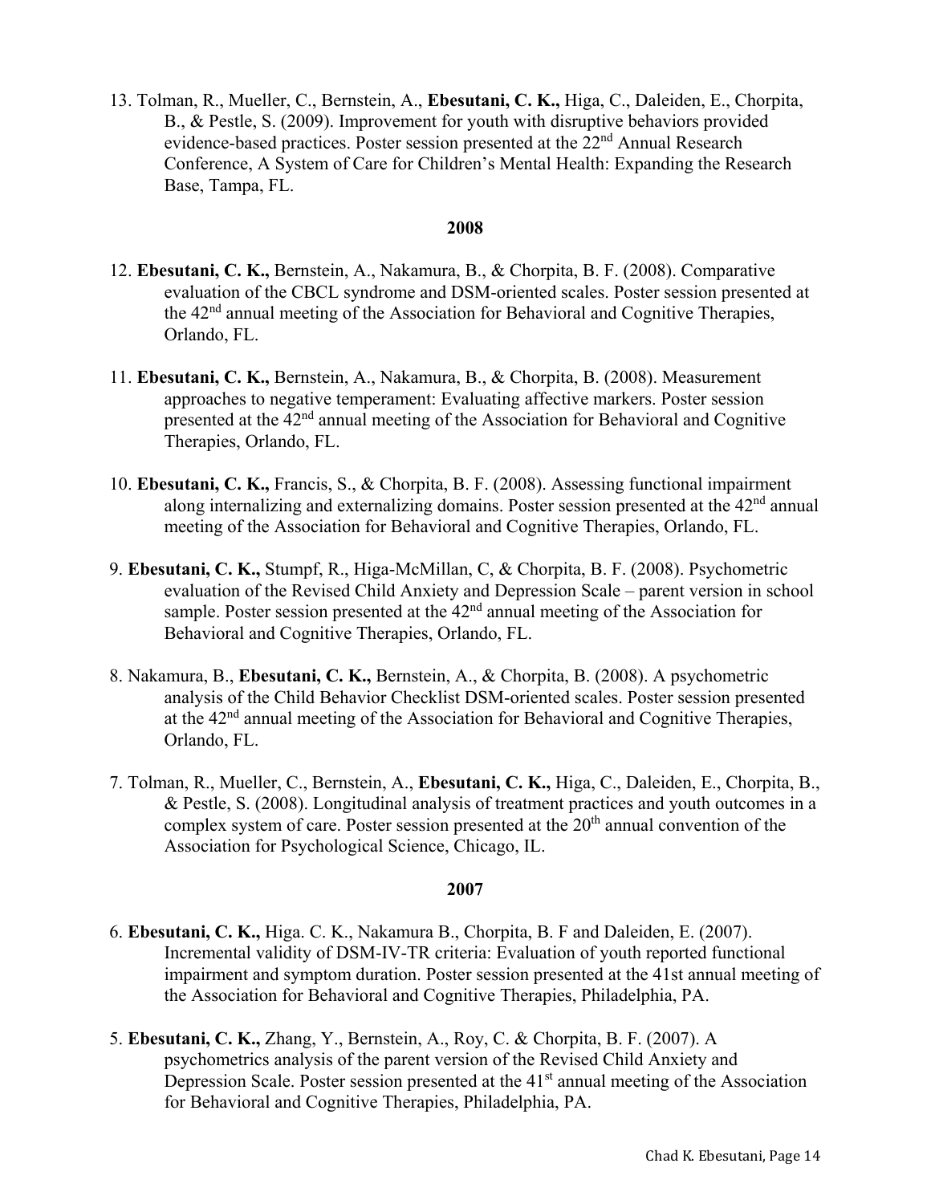13. Tolman, R., Mueller, C., Bernstein, A., **Ebesutani, C. K.,** Higa, C., Daleiden, E., Chorpita, B., & Pestle, S. (2009). Improvement for youth with disruptive behaviors provided evidence-based practices. Poster session presented at the 22nd Annual Research Conference, A System of Care for Children's Mental Health: Expanding the Research Base, Tampa, FL.

**2008**

12. **Ebesutani, C. K.,** Bernstein, A., Nakamura, B., & Chorpita, B. F. (2008). Comparative evaluation of the CBCL syndrome and DSM-oriented scales. Poster session presented at the 42nd annual meeting of the Association for Behavioral and Cognitive Therapies, Orlando, FL.

11. **Ebesutani, C. K.,** Bernstein, A., Nakamura, B., & Chorpita, B. (2008). Measurement approaches to negative temperament: Evaluating affective markers. Poster session presented at the 42nd annual meeting of the Association for Behavioral and Cognitive Therapies, Orlando, FL.

10. **Ebesutani, C. K.,** Francis, S., & Chorpita, B. F. (2008). Assessing functional impairment along internalizing and externalizing domains. Poster session presented at the 42nd annual meeting of the Association for Behavioral and Cognitive Therapies, Orlando, FL.

9. **Ebesutani, C. K.,** Stumpf, R., Higa-McMillan, C, & Chorpita, B. F. (2008). Psychometric evaluation of the Revised Child Anxiety and Depression Scale – parent version in school sample. Poster session presented at the 42nd annual meeting of the Association for Behavioral and Cognitive Therapies, Orlando, FL.

8. Nakamura, B., **Ebesutani, C. K.,** Bernstein, A., & Chorpita, B. (2008). A psychometric analysis of the Child Behavior Checklist DSM-oriented scales. Poster session presented at the 42nd annual meeting of the Association for Behavioral and Cognitive Therapies, Orlando, FL.

7. Tolman, R., Mueller, C., Bernstein, A., **Ebesutani, C. K.,** Higa, C., Daleiden, E., Chorpita, B., & Pestle, S. (2008). Longitudinal analysis of treatment practices and youth outcomes in a complex system of care. Poster session presented at the 20th annual convention of the Association for Psychological Science, Chicago, IL.

**2007**

6. **Ebesutani, C. K.,** Higa. C. K., Nakamura B., Chorpita, B. F and Daleiden, E. (2007). Incremental validity of DSM-IV-TR criteria: Evaluation of youth reported functional impairment and symptom duration. Poster session presented at the 41st annual meeting of the Association for Behavioral and Cognitive Therapies, Philadelphia, PA.

5. **Ebesutani, C. K.,** Zhang, Y., Bernstein, A., Roy, C. & Chorpita, B. F. (2007). A psychometrics analysis of the parent version of the Revised Child Anxiety and Depression Scale. Poster session presented at the 41st annual meeting of the Association for Behavioral and Cognitive Therapies, Philadelphia, PA.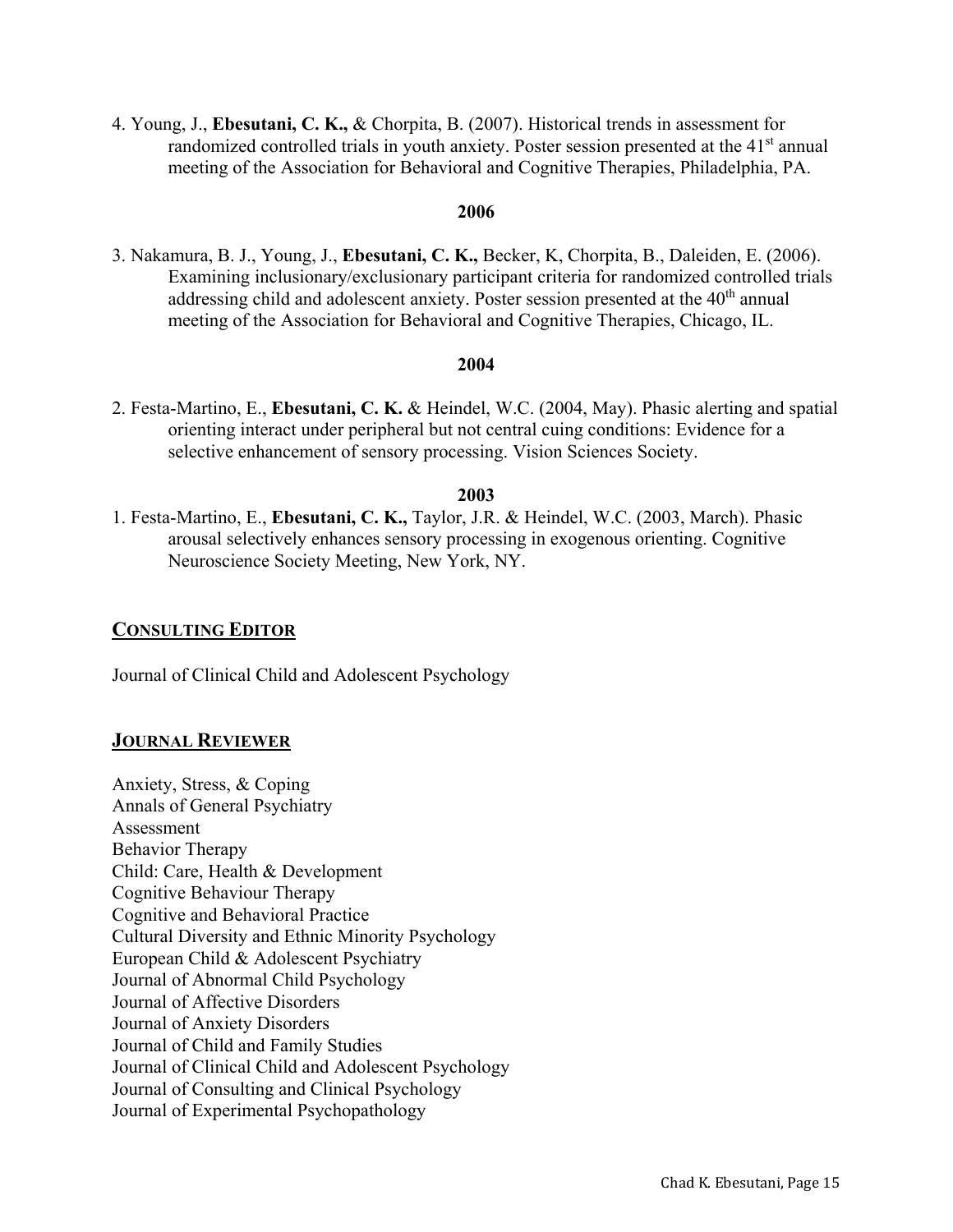4. Young, J., **Ebesutani, C. K.,** & Chorpita, B. (2007). Historical trends in assessment for randomized controlled trials in youth anxiety. Poster session presented at the 41st annual meeting of the Association for Behavioral and Cognitive Therapies, Philadelphia, PA.

**2006**

3. Nakamura, B. J., Young, J., **Ebesutani, C. K.,** Becker, K, Chorpita, B., Daleiden, E. (2006). Examining inclusionary/exclusionary participant criteria for randomized controlled trials addressing child and adolescent anxiety. Poster session presented at the 40th annual meeting of the Association for Behavioral and Cognitive Therapies, Chicago, IL.

**2004**

2. Festa-Martino, E., **Ebesutani, C. K.** & Heindel, W.C. (2004, May). Phasic alerting and spatial orienting interact under peripheral but not central cuing conditions: Evidence for a selective enhancement of sensory processing. Vision Sciences Society.

**2003**

1. Festa-Martino, E., **Ebesutani, C. K.,** Taylor, J.R. & Heindel, W.C. (2003, March). Phasic arousal selectively enhances sensory processing in exogenous orienting. Cognitive Neuroscience Society Meeting, New York, NY.

## CONSULTING EDITOR

Journal of Clinical Child and Adolescent Psychology

## JOURNAL REVIEWER

Anxiety, Stress, & Coping
Annals of General Psychiatry
Assessment
Behavior Therapy
Child: Care, Health & Development
Cognitive Behaviour Therapy
Cognitive and Behavioral Practice
Cultural Diversity and Ethnic Minority Psychology
European Child & Adolescent Psychiatry
Journal of Abnormal Child Psychology
Journal of Affective Disorders
Journal of Anxiety Disorders
Journal of Child and Family Studies
Journal of Clinical Child and Adolescent Psychology
Journal of Consulting and Clinical Psychology
Journal of Experimental Psychopathology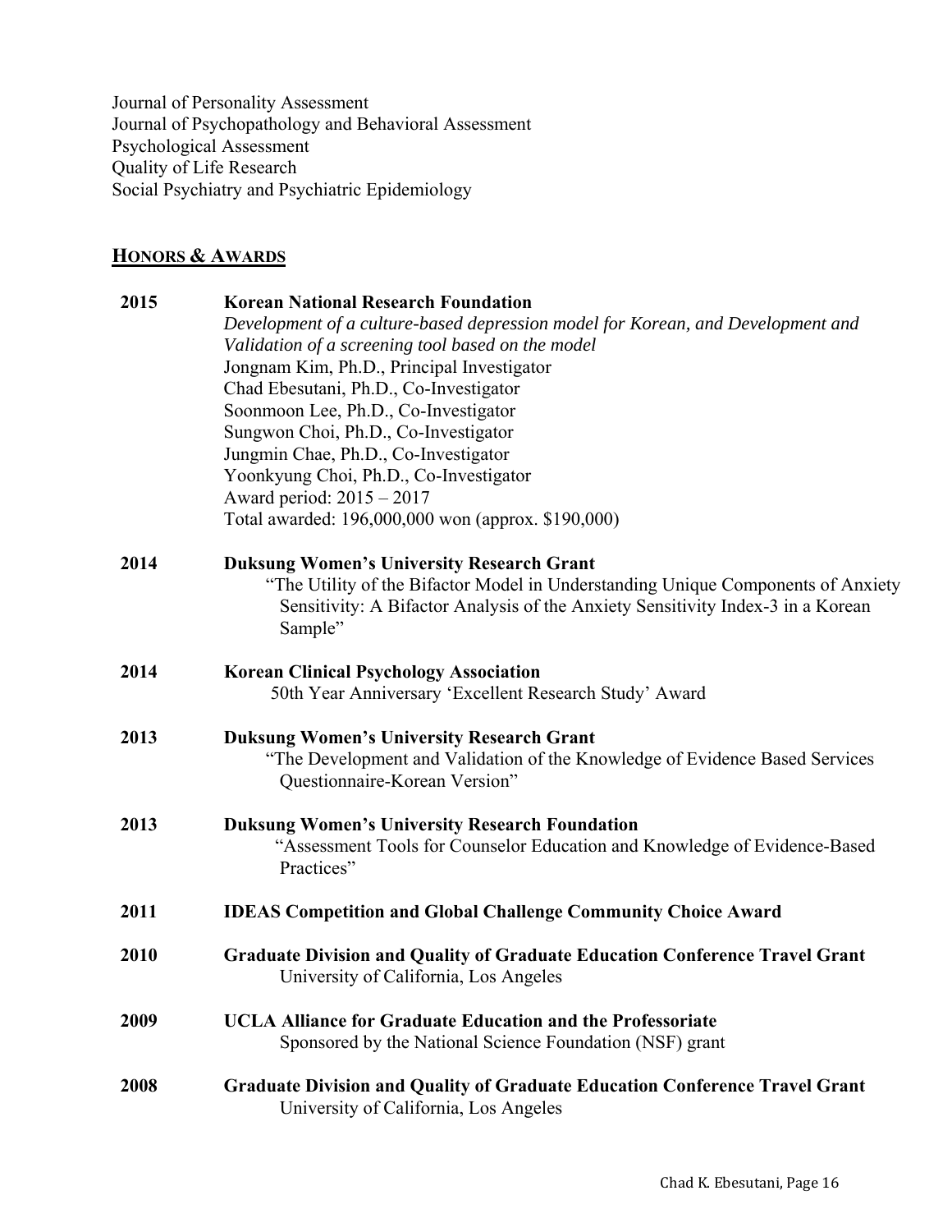Journal of Personality Assessment
Journal of Psychopathology and Behavioral Assessment
Psychological Assessment
Quality of Life Research
Social Psychiatry and Psychiatric Epidemiology

## HONORS & AWARDS

**2015** **Korean National Research Foundation**
*Development of a culture-based depression model for Korean, and Development and Validation of a screening tool based on the model*
Jongnam Kim, Ph.D., Principal Investigator
Chad Ebesutani, Ph.D., Co-Investigator
Soonmoon Lee, Ph.D., Co-Investigator
Sungwon Choi, Ph.D., Co-Investigator
Jungmin Chae, Ph.D., Co-Investigator
Yoonkyung Choi, Ph.D., Co-Investigator
Award period: 2015 – 2017
Total awarded: 196,000,000 won (approx. $190,000)

**2014** **Duksung Women's University Research Grant**
"The Utility of the Bifactor Model in Understanding Unique Components of Anxiety Sensitivity: A Bifactor Analysis of the Anxiety Sensitivity Index-3 in a Korean Sample"

**2014** **Korean Clinical Psychology Association**
50th Year Anniversary 'Excellent Research Study' Award

**2013** **Duksung Women's University Research Grant**
"The Development and Validation of the Knowledge of Evidence Based Services Questionnaire-Korean Version"

**2013** **Duksung Women's University Research Foundation**
"Assessment Tools for Counselor Education and Knowledge of Evidence-Based Practices"

**2011** **IDEAS Competition and Global Challenge Community Choice Award**

**2010** **Graduate Division and Quality of Graduate Education Conference Travel Grant**
University of California, Los Angeles

**2009** **UCLA Alliance for Graduate Education and the Professoriate**
Sponsored by the National Science Foundation (NSF) grant

**2008** **Graduate Division and Quality of Graduate Education Conference Travel Grant**
University of California, Los Angeles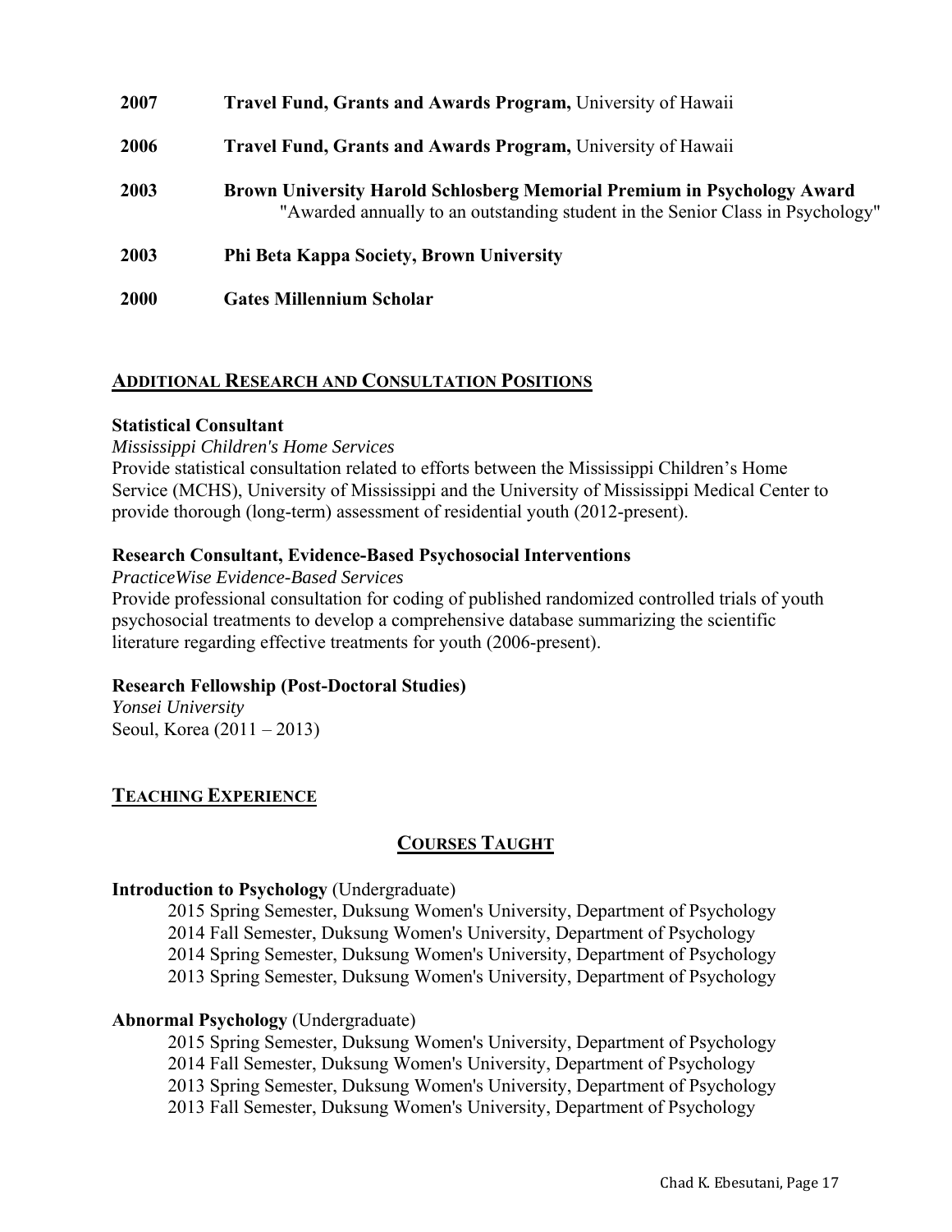**2007** **Travel Fund, Grants and Awards Program,** University of Hawaii

**2006** **Travel Fund, Grants and Awards Program,** University of Hawaii

**2003** **Brown University Harold Schlosberg Memorial Premium in Psychology Award**
"Awarded annually to an outstanding student in the Senior Class in Psychology"

**2003** **Phi Beta Kappa Society, Brown University**

**2000** **Gates Millennium Scholar**

## ADDITIONAL RESEARCH AND CONSULTATION POSITIONS

**Statistical Consultant**
*Mississippi Children's Home Services*
Provide statistical consultation related to efforts between the Mississippi Children's Home Service (MCHS), University of Mississippi and the University of Mississippi Medical Center to provide thorough (long-term) assessment of residential youth (2012-present).

**Research Consultant, Evidence-Based Psychosocial Interventions**
*PracticeWise Evidence-Based Services*
Provide professional consultation for coding of published randomized controlled trials of youth psychosocial treatments to develop a comprehensive database summarizing the scientific literature regarding effective treatments for youth (2006-present).

**Research Fellowship (Post-Doctoral Studies)**
*Yonsei University*
Seoul, Korea (2011 – 2013)

## TEACHING EXPERIENCE

### COURSES TAUGHT

**Introduction to Psychology** (Undergraduate)

- 2015 Spring Semester, Duksung Women's University, Department of Psychology
- 2014 Fall Semester, Duksung Women's University, Department of Psychology
- 2014 Spring Semester, Duksung Women's University, Department of Psychology
- 2013 Spring Semester, Duksung Women's University, Department of Psychology

**Abnormal Psychology** (Undergraduate)

- 2015 Spring Semester, Duksung Women's University, Department of Psychology
- 2014 Fall Semester, Duksung Women's University, Department of Psychology
- 2013 Spring Semester, Duksung Women's University, Department of Psychology
- 2013 Fall Semester, Duksung Women's University, Department of Psychology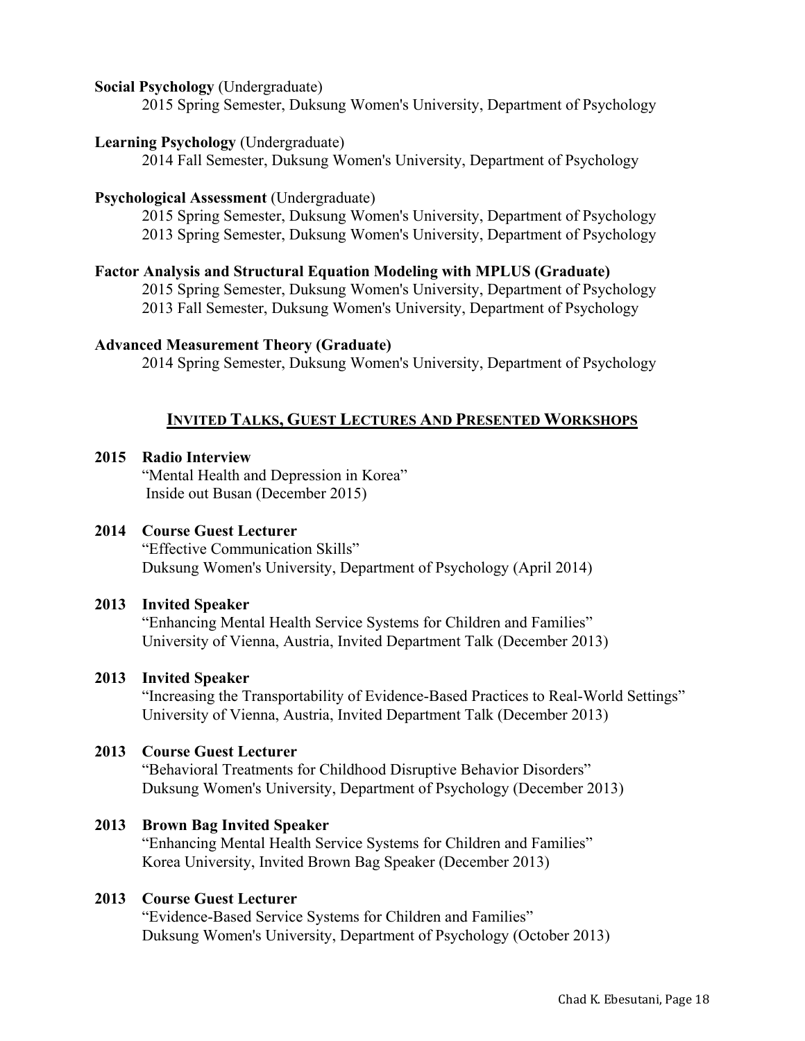**Social Psychology** (Undergraduate)

2015 Spring Semester, Duksung Women's University, Department of Psychology

**Learning Psychology** (Undergraduate)

2014 Fall Semester, Duksung Women's University, Department of Psychology

**Psychological Assessment** (Undergraduate)

2015 Spring Semester, Duksung Women's University, Department of Psychology
2013 Spring Semester, Duksung Women's University, Department of Psychology

**Factor Analysis and Structural Equation Modeling with MPLUS (Graduate)**

2015 Spring Semester, Duksung Women's University, Department of Psychology
2013 Fall Semester, Duksung Women's University, Department of Psychology

**Advanced Measurement Theory (Graduate)**

2014 Spring Semester, Duksung Women's University, Department of Psychology

## INVITED TALKS, GUEST LECTURES AND PRESENTED WORKSHOPS

**2015 Radio Interview**
"Mental Health and Depression in Korea"
Inside out Busan (December 2015)

**2014 Course Guest Lecturer**
"Effective Communication Skills"
Duksung Women's University, Department of Psychology (April 2014)

**2013 Invited Speaker**
"Enhancing Mental Health Service Systems for Children and Families"
University of Vienna, Austria, Invited Department Talk (December 2013)

**2013 Invited Speaker**
"Increasing the Transportability of Evidence-Based Practices to Real-World Settings"
University of Vienna, Austria, Invited Department Talk (December 2013)

**2013 Course Guest Lecturer**
"Behavioral Treatments for Childhood Disruptive Behavior Disorders"
Duksung Women's University, Department of Psychology (December 2013)

**2013 Brown Bag Invited Speaker**
"Enhancing Mental Health Service Systems for Children and Families"
Korea University, Invited Brown Bag Speaker (December 2013)

**2013 Course Guest Lecturer**
"Evidence-Based Service Systems for Children and Families"
Duksung Women's University, Department of Psychology (October 2013)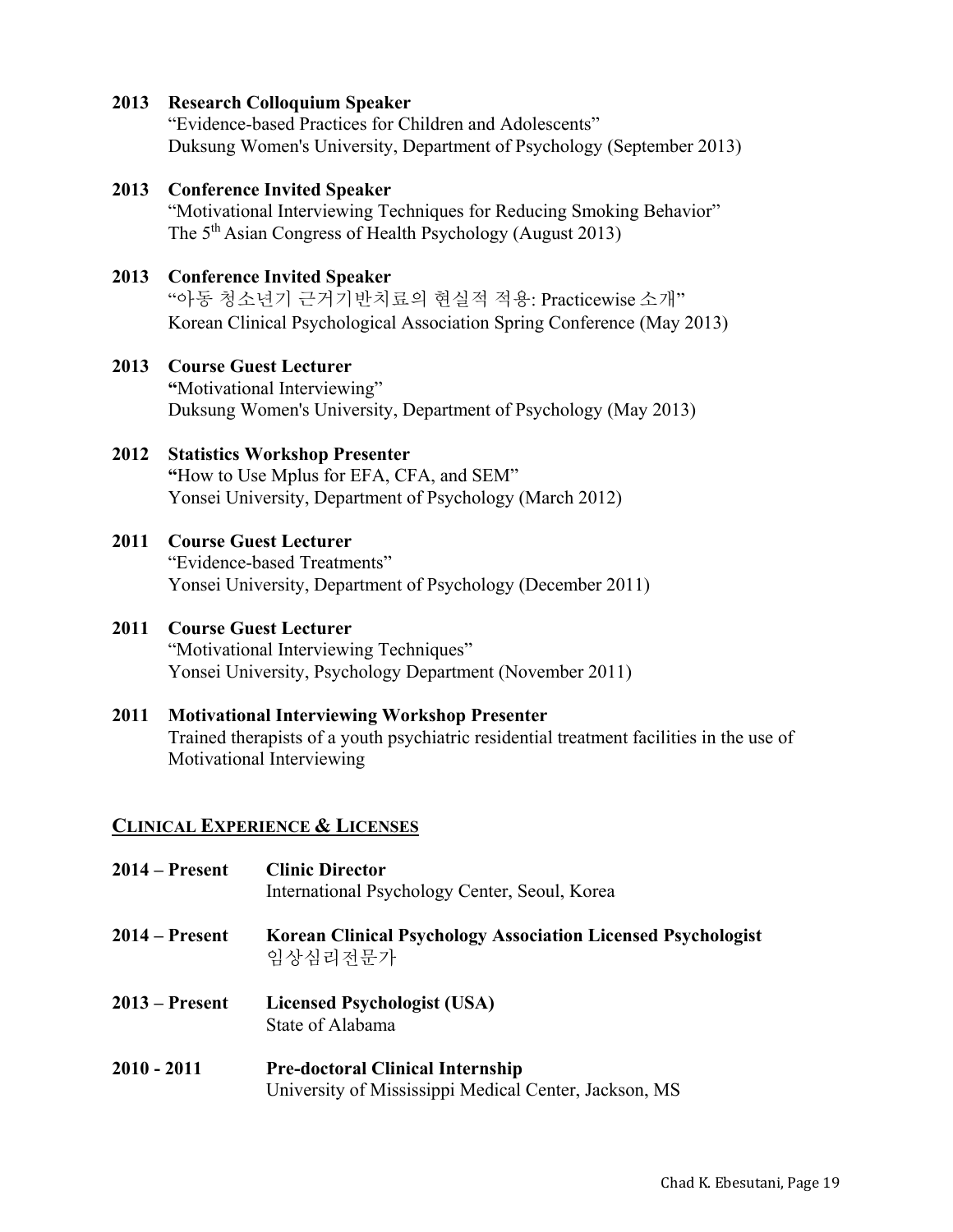**2013 Research Colloquium Speaker**
"Evidence-based Practices for Children and Adolescents"
Duksung Women's University, Department of Psychology (September 2013)

**2013 Conference Invited Speaker**
"Motivational Interviewing Techniques for Reducing Smoking Behavior"
The 5th Asian Congress of Health Psychology (August 2013)

**2013 Conference Invited Speaker**
"아동 청소년기 근거기반치료의 현실적 적용: Practicewise 소개"
Korean Clinical Psychological Association Spring Conference (May 2013)

**2013 Course Guest Lecturer**
"Motivational Interviewing"
Duksung Women's University, Department of Psychology (May 2013)

**2012 Statistics Workshop Presenter**
"How to Use Mplus for EFA, CFA, and SEM"
Yonsei University, Department of Psychology (March 2012)

**2011 Course Guest Lecturer**
"Evidence-based Treatments"
Yonsei University, Department of Psychology (December 2011)

**2011 Course Guest Lecturer**
"Motivational Interviewing Techniques"
Yonsei University, Psychology Department (November 2011)

**2011 Motivational Interviewing Workshop Presenter**
Trained therapists of a youth psychiatric residential treatment facilities in the use of Motivational Interviewing

## CLINICAL EXPERIENCE & LICENSES

**2014 – Present** **Clinic Director**
International Psychology Center, Seoul, Korea

**2014 – Present** **Korean Clinical Psychology Association Licensed Psychologist**
임상심리전문가

**2013 – Present** **Licensed Psychologist (USA)**
State of Alabama

**2010 - 2011** **Pre-doctoral Clinical Internship**
University of Mississippi Medical Center, Jackson, MS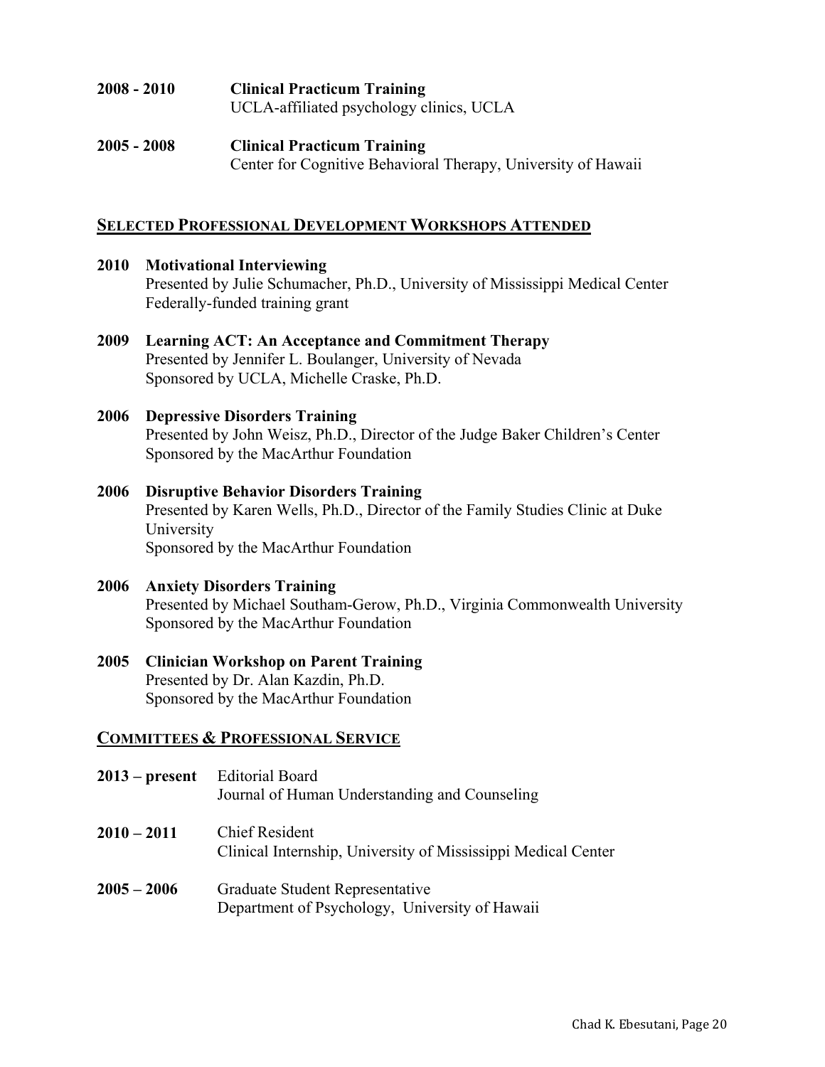**2008 - 2010** **Clinical Practicum Training**
UCLA-affiliated psychology clinics, UCLA

**2005 - 2008** **Clinical Practicum Training**
Center for Cognitive Behavioral Therapy, University of Hawaii

## SELECTED PROFESSIONAL DEVELOPMENT WORKSHOPS ATTENDED

**2010** **Motivational Interviewing**
Presented by Julie Schumacher, Ph.D., University of Mississippi Medical Center
Federally-funded training grant

**2009** **Learning ACT: An Acceptance and Commitment Therapy**
Presented by Jennifer L. Boulanger, University of Nevada
Sponsored by UCLA, Michelle Craske, Ph.D.

**2006** **Depressive Disorders Training**
Presented by John Weisz, Ph.D., Director of the Judge Baker Children's Center
Sponsored by the MacArthur Foundation

**2006** **Disruptive Behavior Disorders Training**
Presented by Karen Wells, Ph.D., Director of the Family Studies Clinic at Duke University
Sponsored by the MacArthur Foundation

**2006** **Anxiety Disorders Training**
Presented by Michael Southam-Gerow, Ph.D., Virginia Commonwealth University
Sponsored by the MacArthur Foundation

**2005** **Clinician Workshop on Parent Training**
Presented by Dr. Alan Kazdin, Ph.D.
Sponsored by the MacArthur Foundation

## COMMITTEES & PROFESSIONAL SERVICE

**2013 – present** Editorial Board
Journal of Human Understanding and Counseling

**2010 – 2011** Chief Resident
Clinical Internship, University of Mississippi Medical Center

**2005 – 2006** Graduate Student Representative
Department of Psychology, University of Hawaii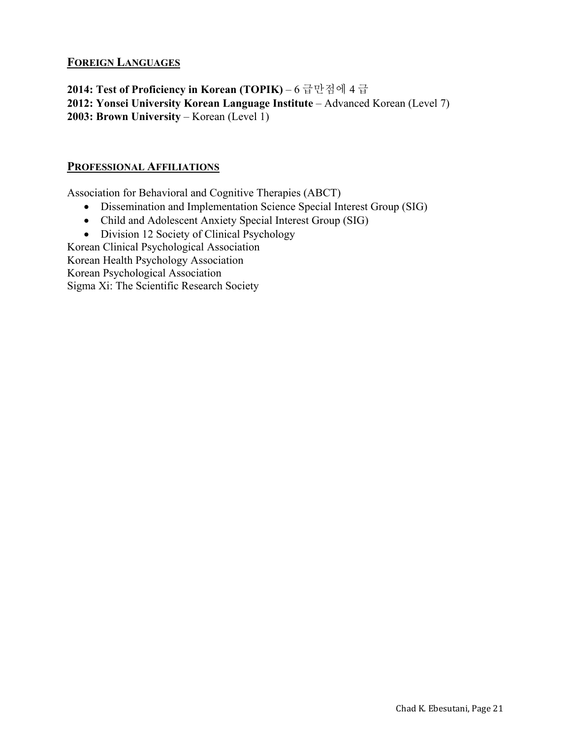## FOREIGN LANGUAGES

**2014: Test of Proficiency in Korean (TOPIK)** – 6 급만점에 4 급
**2012: Yonsei University Korean Language Institute** – Advanced Korean (Level 7)
**2003: Brown University** – Korean (Level 1)

## PROFESSIONAL AFFILIATIONS

Association for Behavioral and Cognitive Therapies (ABCT)

- Dissemination and Implementation Science Special Interest Group (SIG)
- Child and Adolescent Anxiety Special Interest Group (SIG)
- Division 12 Society of Clinical Psychology

Korean Clinical Psychological Association
Korean Health Psychology Association
Korean Psychological Association
Sigma Xi: The Scientific Research Society